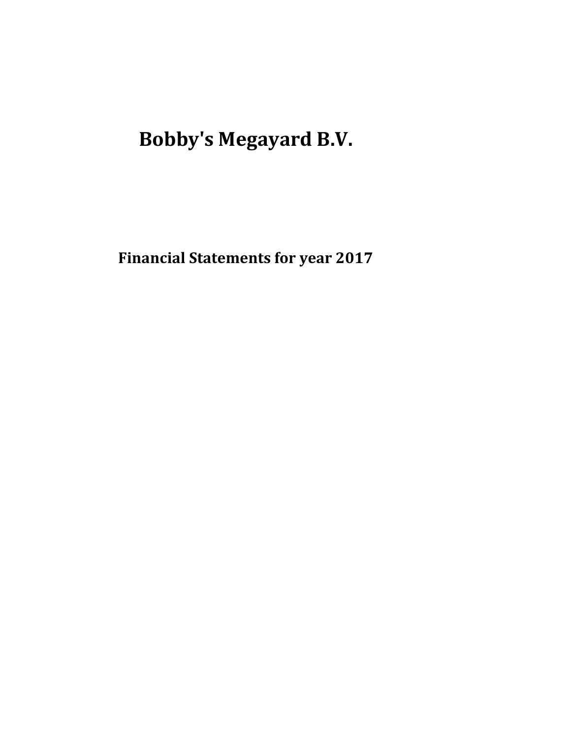# Bobby's Megayard B.V.

## Financial Statements for year 2017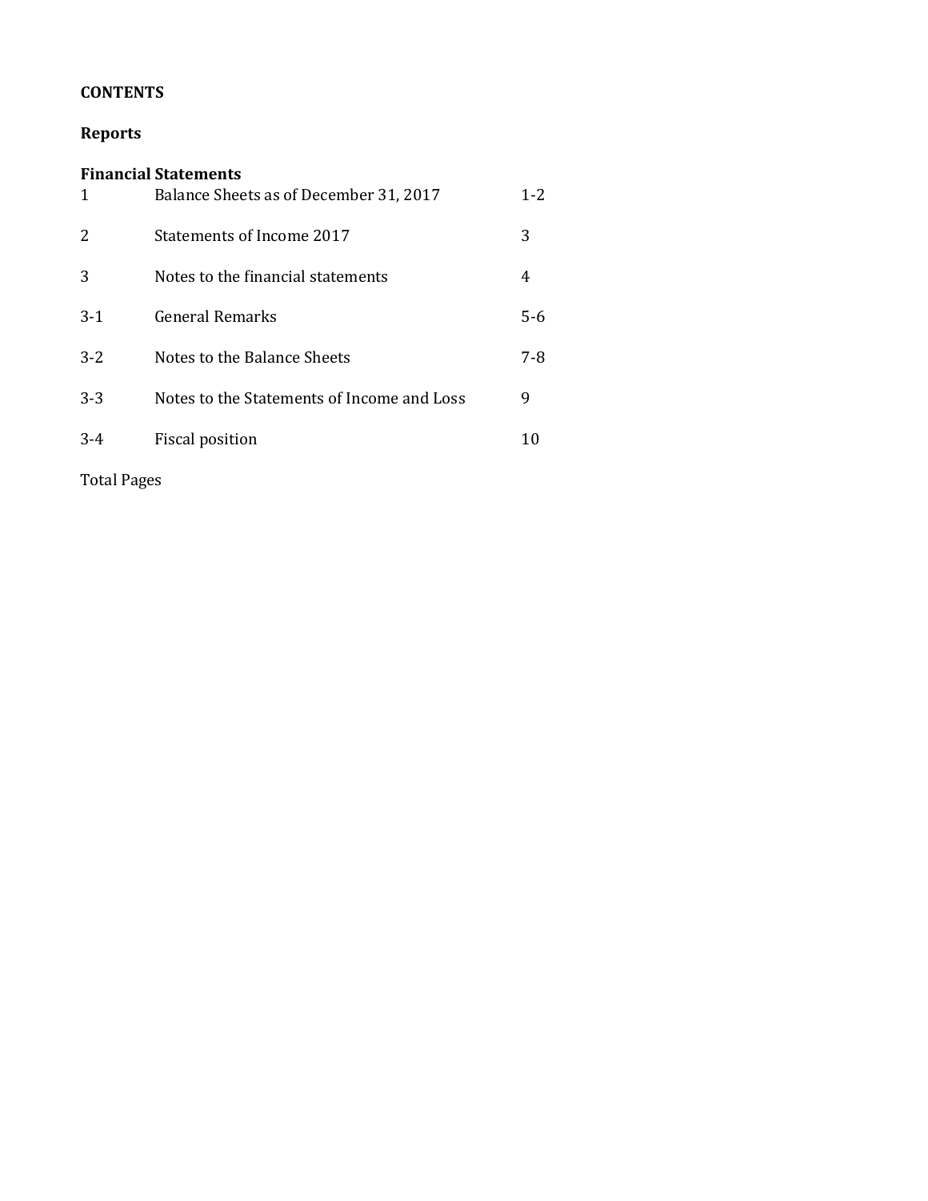**CONTENTS**

**Reports**

**Financial Statements**

| | | |
|---|---|---|
| 1 | Balance Sheets as of December 31, 2017 | 1-2 |
| 2 | Statements of Income 2017 | 3 |
| 3 | Notes to the financial statements | 4 |
| 3-1 | General Remarks | 5-6 |
| 3-2 | Notes to the Balance Sheets | 7-8 |
| 3-3 | Notes to the Statements of Income and Loss | 9 |
| 3-4 | Fiscal position | 10 |

Total Pages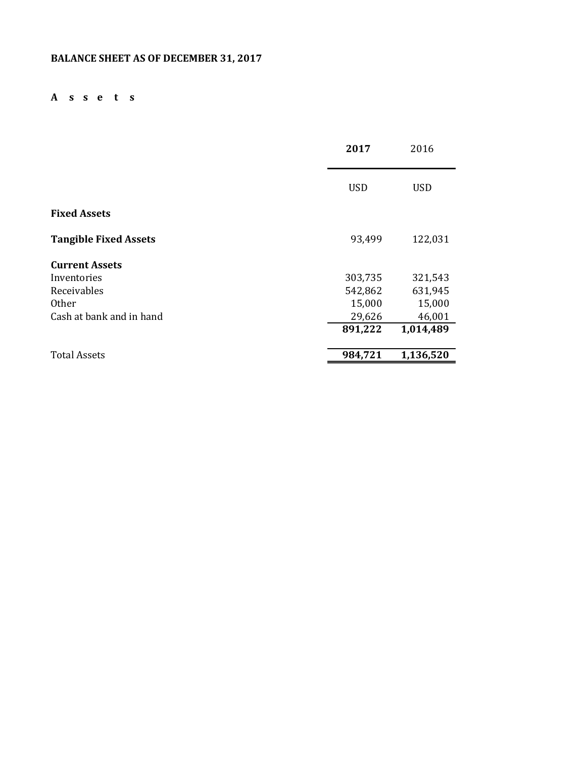**BALANCE SHEET AS OF DECEMBER 31, 2017**

**A s s e t s**

| | **2017** | 2016 |
|---|---|---|
| | USD | USD |
| **Fixed Assets** | | |
| **Tangible Fixed Assets** | 93,499 | 122,031 |
| **Current Assets** | | |
| Inventories | 303,735 | 321,543 |
| Receivables | 542,862 | 631,945 |
| Other | 15,000 | 15,000 |
| Cash at bank and in hand | 29,626 | 46,001 |
| | **891,222** | **1,014,489** |
| Total Assets | **984,721** | **1,136,520** |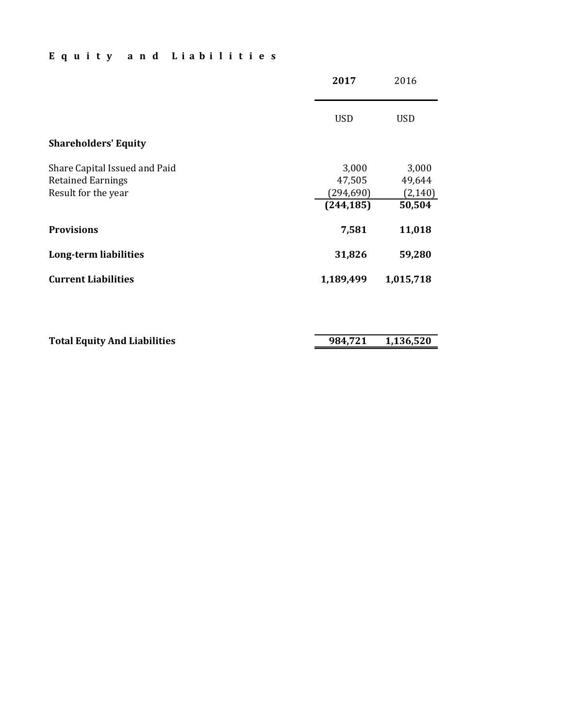# Equity and Liabilities

| | 2017 | 2016 |
|---|---|---|
| | USD | USD |
| **Shareholders' Equity** | | |
| Share Capital Issued and Paid | 3,000 | 3,000 |
| Retained Earnings | 47,505 | 49,644 |
| Result for the year | (294,690) | (2,140) |
| | **(244,185)** | **50,504** |
| **Provisions** | **7,581** | **11,018** |
| **Long-term liabilities** | **31,826** | **59,280** |
| **Current Liabilities** | **1,189,499** | **1,015,718** |
| **Total Equity And Liabilities** | **984,721** | **1,136,520** |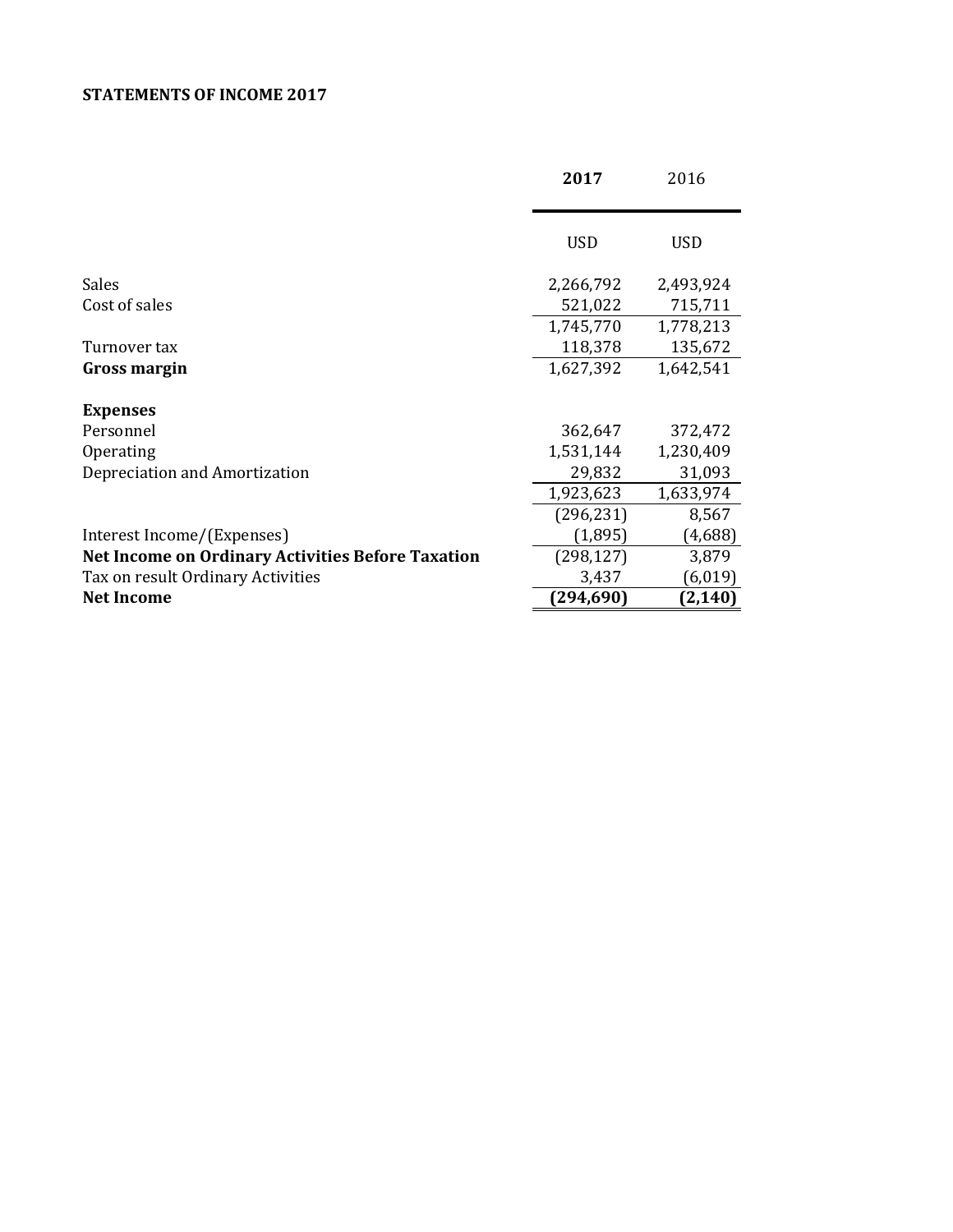**STATEMENTS OF INCOME 2017**

| | **2017** | 2016 |
|---|---|---|
| | USD | USD |
| Sales | 2,266,792 | 2,493,924 |
| Cost of sales | 521,022 | 715,711 |
| | 1,745,770 | 1,778,213 |
| Turnover tax | 118,378 | 135,672 |
| **Gross margin** | 1,627,392 | 1,642,541 |
| | | |
| **Expenses** | | |
| Personnel | 362,647 | 372,472 |
| Operating | 1,531,144 | 1,230,409 |
| Depreciation and Amortization | 29,832 | 31,093 |
| | 1,923,623 | 1,633,974 |
| | (296,231) | 8,567 |
| Interest Income/(Expenses) | (1,895) | (4,688) |
| **Net Income on Ordinary Activities Before Taxation** | (298,127) | 3,879 |
| Tax on result Ordinary Activities | 3,437 | (6,019) |
| **Net Income** | **(294,690)** | **(2,140)** |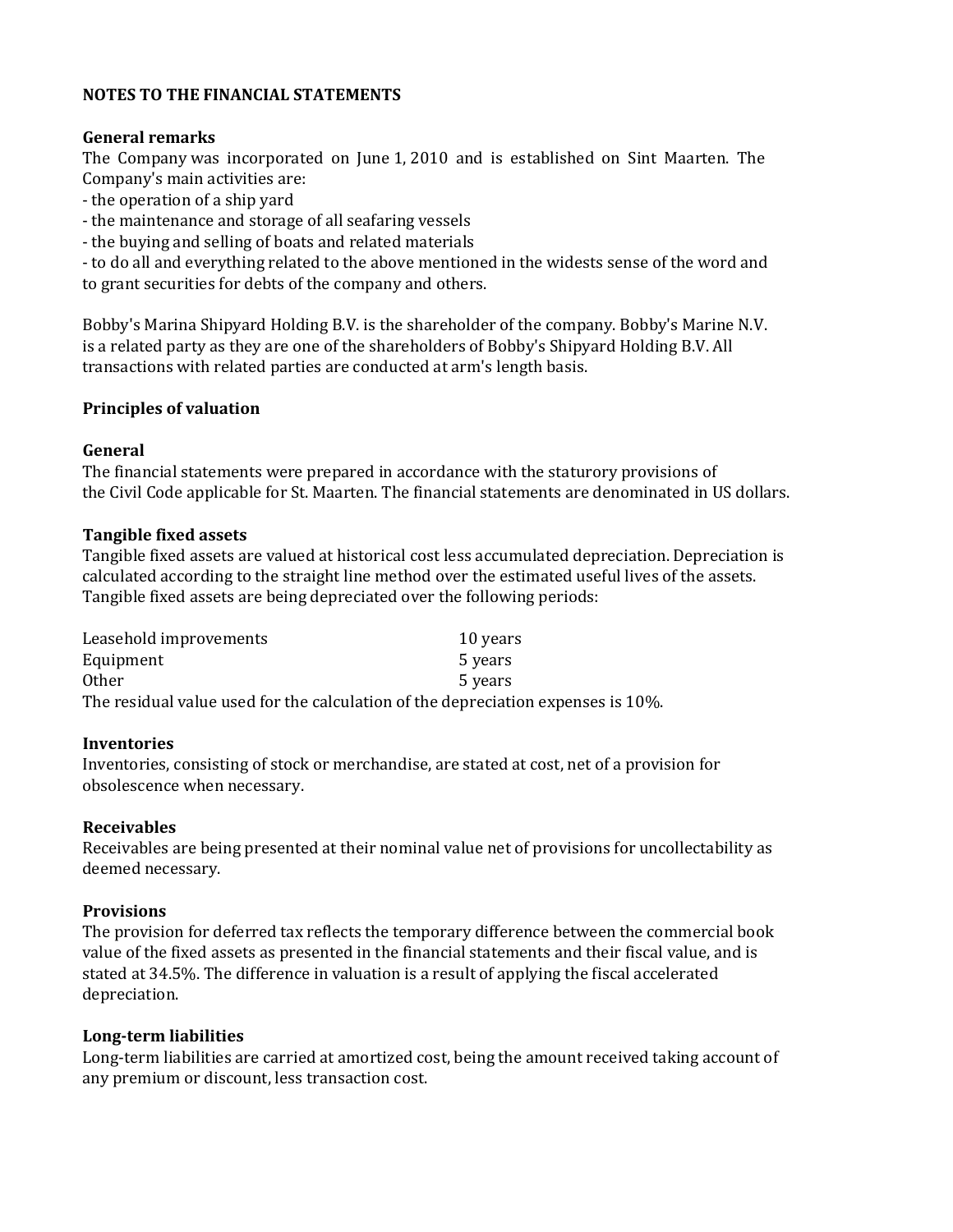# NOTES TO THE FINANCIAL STATEMENTS

## General remarks

The Company was incorporated on June 1, 2010 and is established on Sint Maarten. The Company's main activities are:

- the operation of a ship yard
- the maintenance and storage of all seafaring vessels
- the buying and selling of boats and related materials
- to do all and everything related to the above mentioned in the widests sense of the word and to grant securities for debts of the company and others.

Bobby's Marina Shipyard Holding B.V. is the shareholder of the company. Bobby's Marine N.V. is a related party as they are one of the shareholders of Bobby's Shipyard Holding B.V. All transactions with related parties are conducted at arm's length basis.

## Principles of valuation

### General

The financial statements were prepared in accordance with the staturory provisions of the Civil Code applicable for St. Maarten. The financial statements are denominated in US dollars.

### Tangible fixed assets

Tangible fixed assets are valued at historical cost less accumulated depreciation. Depreciation is calculated according to the straight line method over the estimated useful lives of the assets. Tangible fixed assets are being depreciated over the following periods:

| | |
|---|---|
| Leasehold improvements | 10 years |
| Equipment | 5 years |
| Other | 5 years |

The residual value used for the calculation of the depreciation expenses is 10%.

### Inventories

Inventories, consisting of stock or merchandise, are stated at cost, net of a provision for obsolescence when necessary.

### Receivables

Receivables are being presented at their nominal value net of provisions for uncollectability as deemed necessary.

### Provisions

The provision for deferred tax reflects the temporary difference between the commercial book value of the fixed assets as presented in the financial statements and their fiscal value, and is stated at 34.5%. The difference in valuation is a result of applying the fiscal accelerated depreciation.

### Long-term liabilities

Long-term liabilities are carried at amortized cost, being the amount received taking account of any premium or discount, less transaction cost.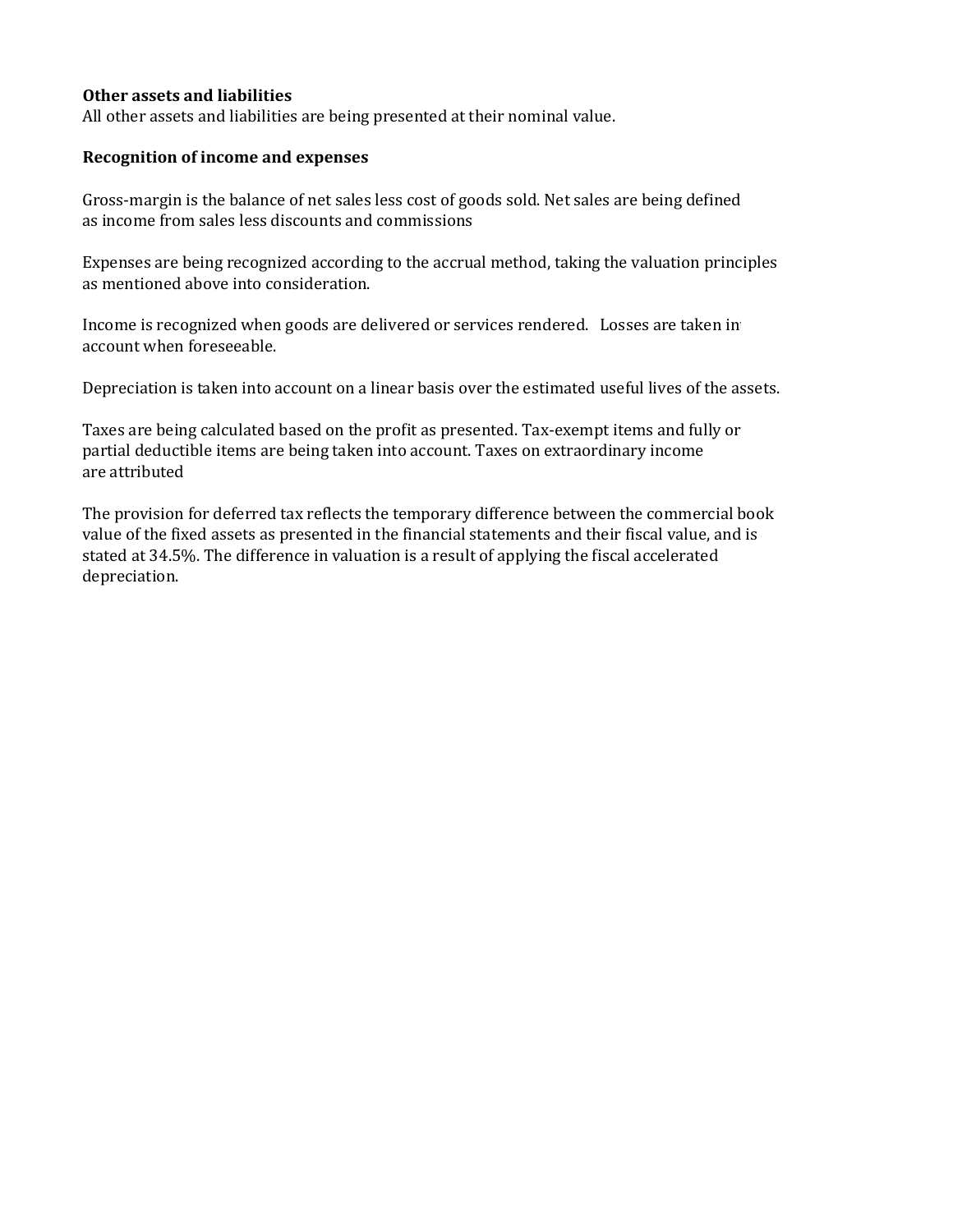**Other assets and liabilities**

All other assets and liabilities are being presented at their nominal value.

**Recognition of income and expenses**

Gross-margin is the balance of net sales less cost of goods sold. Net sales are being defined as income from sales less discounts and commissions

Expenses are being recognized according to the accrual method, taking the valuation principles as mentioned above into consideration.

Income is recognized when goods are delivered or services rendered. Losses are taken in account when foreseeable.

Depreciation is taken into account on a linear basis over the estimated useful lives of the assets.

Taxes are being calculated based on the profit as presented. Tax-exempt items and fully or partial deductible items are being taken into account. Taxes on extraordinary income are attributed

The provision for deferred tax reflects the temporary difference between the commercial book value of the fixed assets as presented in the financial statements and their fiscal value, and is stated at 34.5%. The difference in valuation is a result of applying the fiscal accelerated depreciation.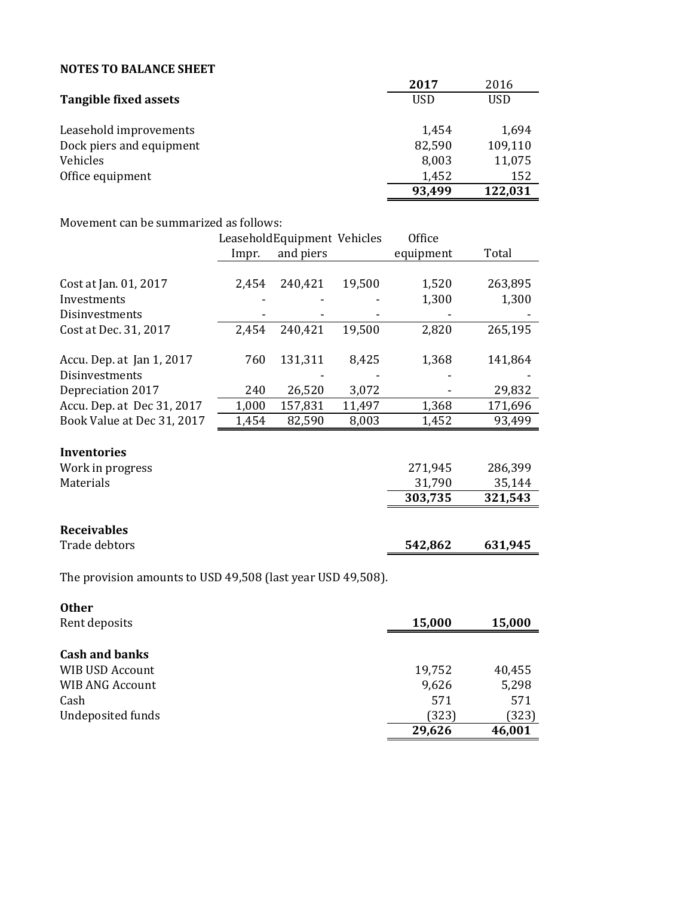**NOTES TO BALANCE SHEET**

| **Tangible fixed assets** | **2017** | 2016 |
|---|---|---|
| | USD | USD |
| Leasehold improvements | 1,454 | 1,694 |
| Dock piers and equipment | 82,590 | 109,110 |
| Vehicles | 8,003 | 11,075 |
| Office equipment | 1,452 | 152 |
| | **93,499** | **122,031** |

Movement can be summarized as follows:

| | Leasehold Impr. | Equipment and piers | Vehicles | Office equipment | Total |
|---|---|---|---|---|---|
| Cost at Jan. 01, 2017 | 2,454 | 240,421 | 19,500 | 1,520 | 263,895 |
| Investments | - | - | - | 1,300 | 1,300 |
| Disinvestments | - | - | - | - | - |
| Cost at Dec. 31, 2017 | 2,454 | 240,421 | 19,500 | 2,820 | 265,195 |
| | | | | | |
| Accu. Dep. at Jan 1, 2017 | 760 | 131,311 | 8,425 | 1,368 | 141,864 |
| Disinvestments | | - | - | - | - |
| Depreciation 2017 | 240 | 26,520 | 3,072 | - | 29,832 |
| Accu. Dep. at Dec 31, 2017 | 1,000 | 157,831 | 11,497 | 1,368 | 171,696 |
| Book Value at Dec 31, 2017 | 1,454 | 82,590 | 8,003 | 1,452 | 93,499 |

| **Inventories** | | |
|---|---|---|
| Work in progress | 271,945 | 286,399 |
| Materials | 31,790 | 35,144 |
| | **303,735** | **321,543** |

| **Receivables** | | |
|---|---|---|
| Trade debtors | **542,862** | **631,945** |

The provision amounts to USD 49,508 (last year USD 49,508).

| **Other** | | |
|---|---|---|
| Rent deposits | **15,000** | **15,000** |

| **Cash and banks** | | |
|---|---|---|
| WIB USD Account | 19,752 | 40,455 |
| WIB ANG Account | 9,626 | 5,298 |
| Cash | 571 | 571 |
| Undeposited funds | (323) | (323) |
| | **29,626** | **46,001** |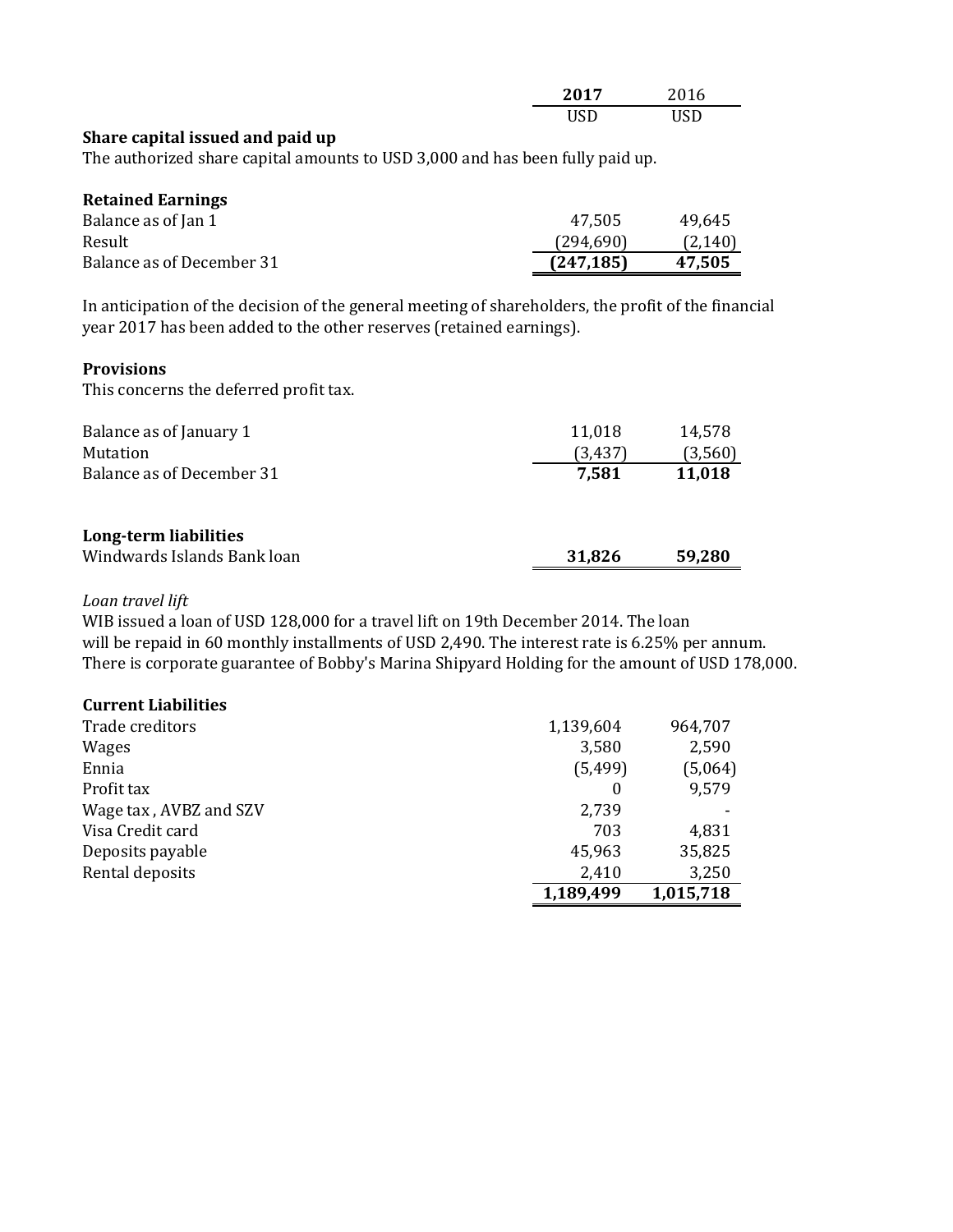| | 2017 | 2016 |
|---|---|---|
| | USD | USD |

**Share capital issued and paid up**

The authorized share capital amounts to USD 3,000 and has been fully paid up.

**Retained Earnings**

| | 2017 | 2016 |
|---|---|---|
| Balance as of Jan 1 | 47,505 | 49,645 |
| Result | (294,690) | (2,140) |
| Balance as of December 31 | **(247,185)** | **47,505** |

In anticipation of the decision of the general meeting of shareholders, the profit of the financial year 2017 has been added to the other reserves (retained earnings).

**Provisions**

This concerns the deferred profit tax.

| | 2017 | 2016 |
|---|---|---|
| Balance as of January 1 | 11,018 | 14,578 |
| Mutation | (3,437) | (3,560) |
| Balance as of December 31 | **7,581** | **11,018** |

**Long-term liabilities**

| | 2017 | 2016 |
|---|---|---|
| Windwards Islands Bank loan | **31,826** | **59,280** |

*Loan travel lift*

WIB issued a loan of USD 128,000 for a travel lift on 19th December 2014. The loan will be repaid in 60 monthly installments of USD 2,490. The interest rate is 6.25% per annum. There is corporate guarantee of Bobby's Marina Shipyard Holding for the amount of USD 178,000.

**Current Liabilities**

| | 2017 | 2016 |
|---|---|---|
| Trade creditors | 1,139,604 | 964,707 |
| Wages | 3,580 | 2,590 |
| Ennia | (5,499) | (5,064) |
| Profit tax | 0 | 9,579 |
| Wage tax , AVBZ and SZV | 2,739 | - |
| Visa Credit card | 703 | 4,831 |
| Deposits payable | 45,963 | 35,825 |
| Rental deposits | 2,410 | 3,250 |
| | **1,189,499** | **1,015,718** |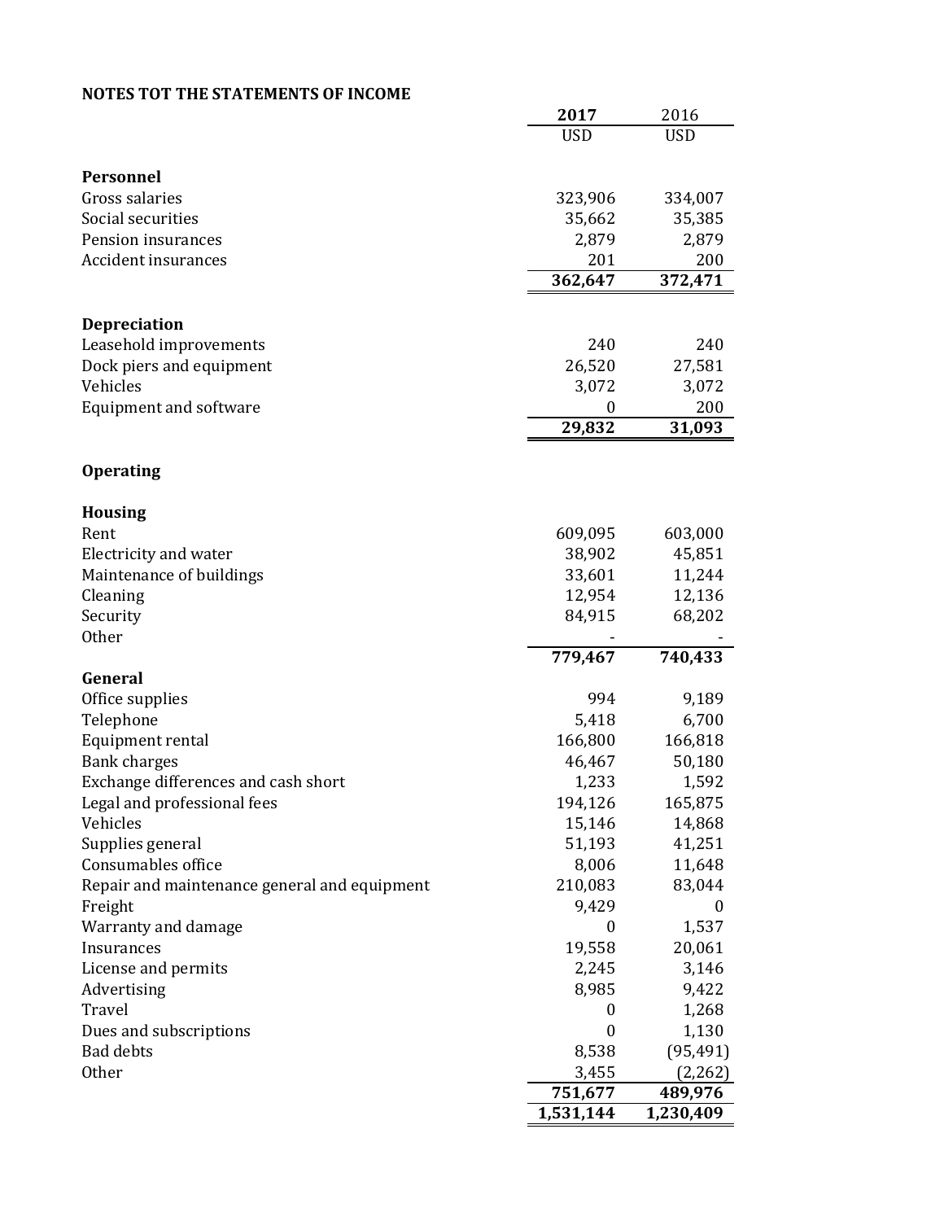**NOTES TOT THE STATEMENTS OF INCOME**

| | 2017 | 2016 |
|---|---|---|
| | USD | USD |
| **Personnel** | | |
| Gross salaries | 323,906 | 334,007 |
| Social securities | 35,662 | 35,385 |
| Pension insurances | 2,879 | 2,879 |
| Accident insurances | 201 | 200 |
| | **362,647** | **372,471** |
| | | |
| **Depreciation** | | |
| Leasehold improvements | 240 | 240 |
| Dock piers and equipment | 26,520 | 27,581 |
| Vehicles | 3,072 | 3,072 |
| Equipment and software | 0 | 200 |
| | **29,832** | **31,093** |
| | | |
| **Operating** | | |
| | | |
| **Housing** | | |
| Rent | 609,095 | 603,000 |
| Electricity and water | 38,902 | 45,851 |
| Maintenance of buildings | 33,601 | 11,244 |
| Cleaning | 12,954 | 12,136 |
| Security | 84,915 | 68,202 |
| Other | - | - |
| | **779,467** | **740,433** |
| **General** | | |
| Office supplies | 994 | 9,189 |
| Telephone | 5,418 | 6,700 |
| Equipment rental | 166,800 | 166,818 |
| Bank charges | 46,467 | 50,180 |
| Exchange differences and cash short | 1,233 | 1,592 |
| Legal and professional fees | 194,126 | 165,875 |
| Vehicles | 15,146 | 14,868 |
| Supplies general | 51,193 | 41,251 |
| Consumables office | 8,006 | 11,648 |
| Repair and maintenance general and equipment | 210,083 | 83,044 |
| Freight | 9,429 | 0 |
| Warranty and damage | 0 | 1,537 |
| Insurances | 19,558 | 20,061 |
| License and permits | 2,245 | 3,146 |
| Advertising | 8,985 | 9,422 |
| Travel | 0 | 1,268 |
| Dues and subscriptions | 0 | 1,130 |
| Bad debts | 8,538 | (95,491) |
| Other | 3,455 | (2,262) |
| | **751,677** | **489,976** |
| | **1,531,144** | **1,230,409** |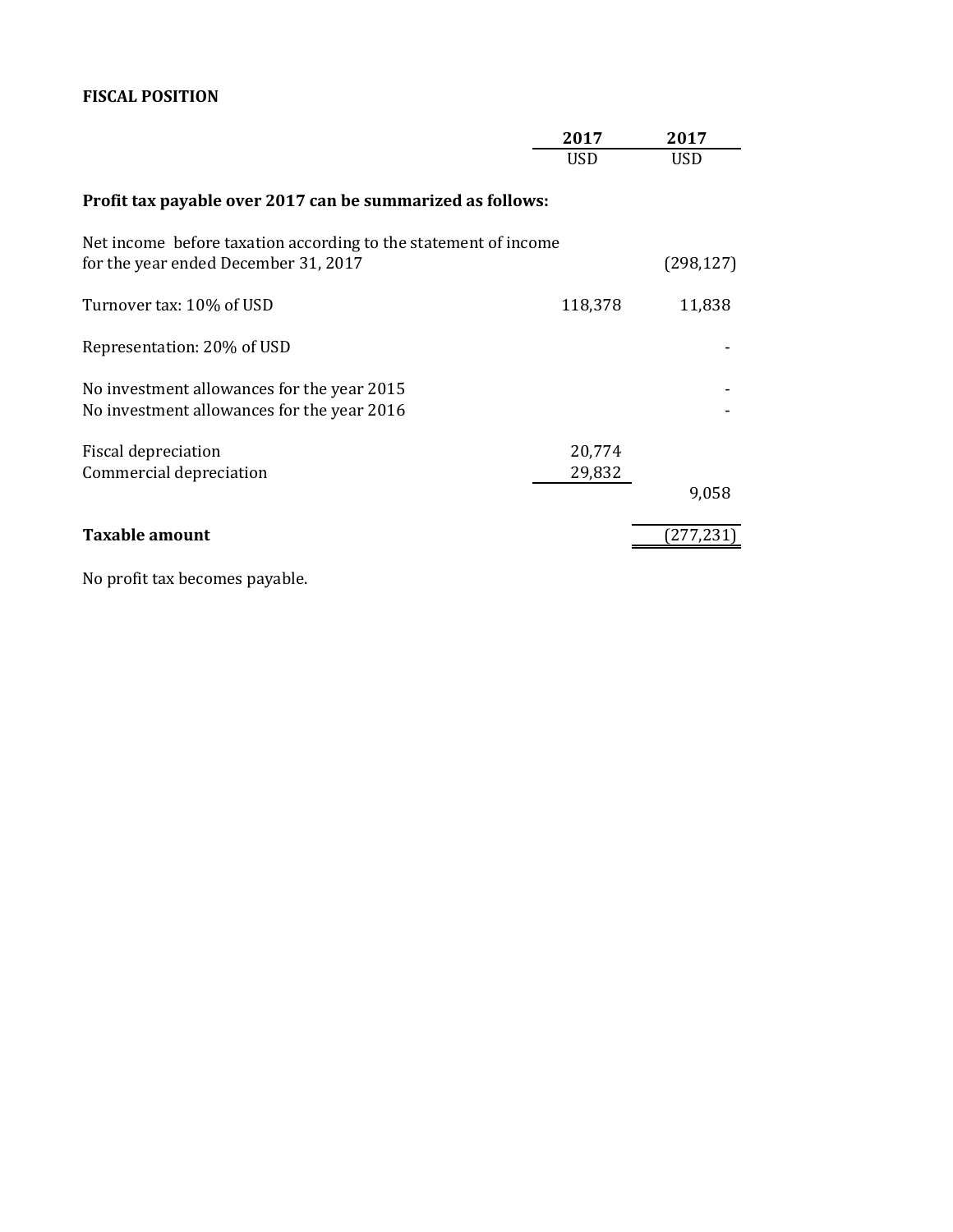**FISCAL POSITION**

| | 2017 | 2017 |
|---|---|---|
| | USD | USD |
| **Profit tax payable over 2017 can be summarized as follows:** | | |
| Net income before taxation according to the statement of income for the year ended December 31, 2017 | | (298,127) |
| Turnover tax: 10% of USD | 118,378 | 11,838 |
| Representation: 20% of USD | | - |
| No investment allowances for the year 2015 | | - |
| No investment allowances for the year 2016 | | - |
| Fiscal depreciation | 20,774 | |
| Commercial depreciation | 29,832 | |
| | | 9,058 |
| **Taxable amount** | | (277,231) |

No profit tax becomes payable.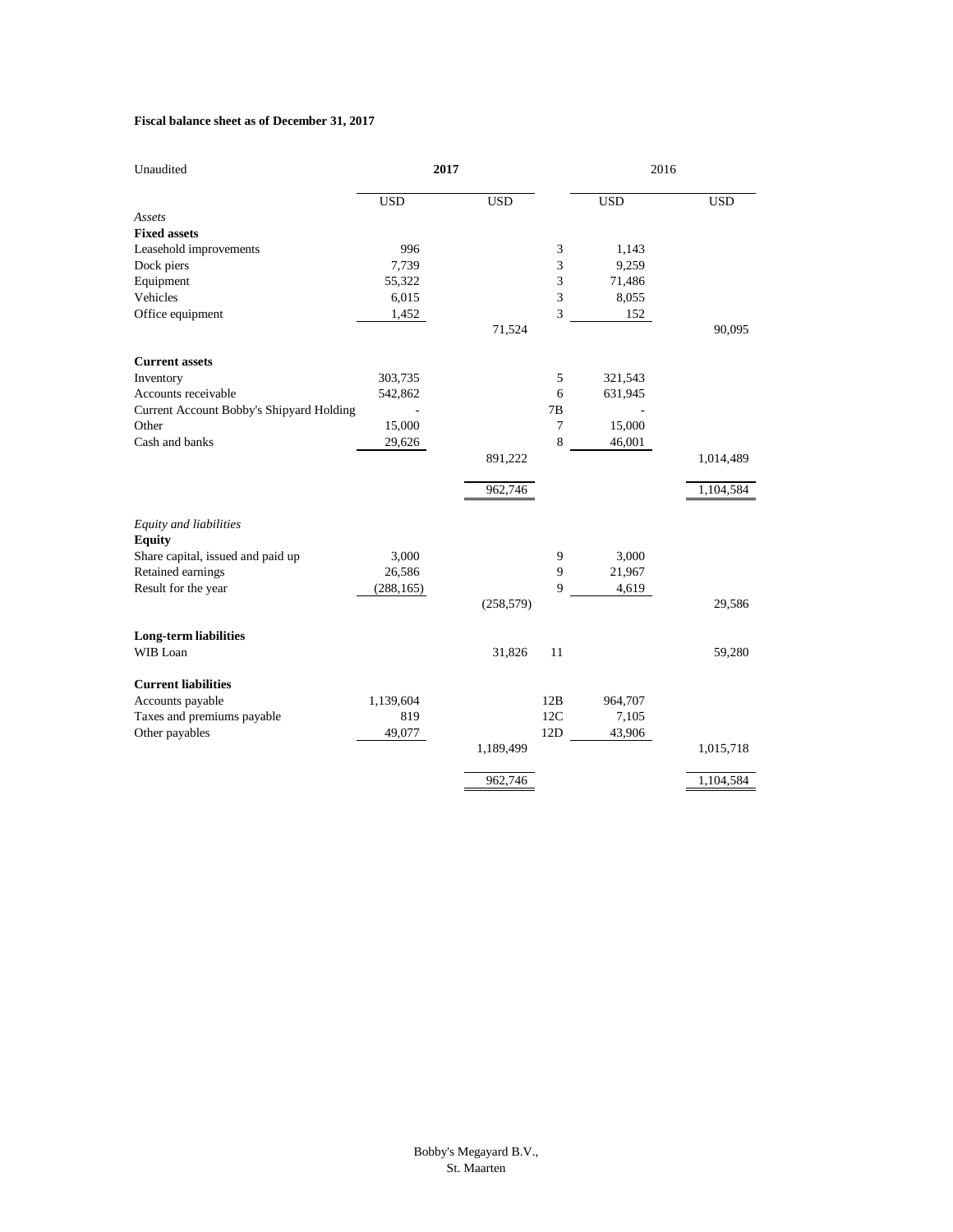**Fiscal balance sheet as of December 31, 2017**

| Unaudited | **2017** | | | 2016 | |
|---|---|---|---|---|---|
| | USD | USD | | USD | USD |
| *Assets* | | | | | |
| **Fixed assets** | | | | | |
| Leasehold improvements | 996 | | 3 | 1,143 | |
| Dock piers | 7,739 | | 3 | 9,259 | |
| Equipment | 55,322 | | 3 | 71,486 | |
| Vehicles | 6,015 | | 3 | 8,055 | |
| Office equipment | 1,452 | | 3 | 152 | |
| | | 71,524 | | | 90,095 |
| **Current assets** | | | | | |
| Inventory | 303,735 | | 5 | 321,543 | |
| Accounts receivable | 542,862 | | 6 | 631,945 | |
| Current Account Bobby's Shipyard Holding | - | | 7B | - | |
| Other | 15,000 | | 7 | 15,000 | |
| Cash and banks | 29,626 | | 8 | 46,001 | |
| | | 891,222 | | | 1,014,489 |
| | | 962,746 | | | 1,104,584 |
| *Equity and liabilities* | | | | | |
| **Equity** | | | | | |
| Share capital, issued and paid up | 3,000 | | 9 | 3,000 | |
| Retained earnings | 26,586 | | 9 | 21,967 | |
| Result for the year | (288,165) | | 9 | 4,619 | |
| | | (258,579) | | | 29,586 |
| **Long-term liabilities** | | | | | |
| WIB Loan | | 31,826 | 11 | | 59,280 |
| **Current liabilities** | | | | | |
| Accounts payable | 1,139,604 | | 12B | 964,707 | |
| Taxes and premiums payable | 819 | | 12C | 7,105 | |
| Other payables | 49,077 | | 12D | 43,906 | |
| | | 1,189,499 | | | 1,015,718 |
| | | 962,746 | | | 1,104,584 |

Bobby's Megayard B.V.,
St. Maarten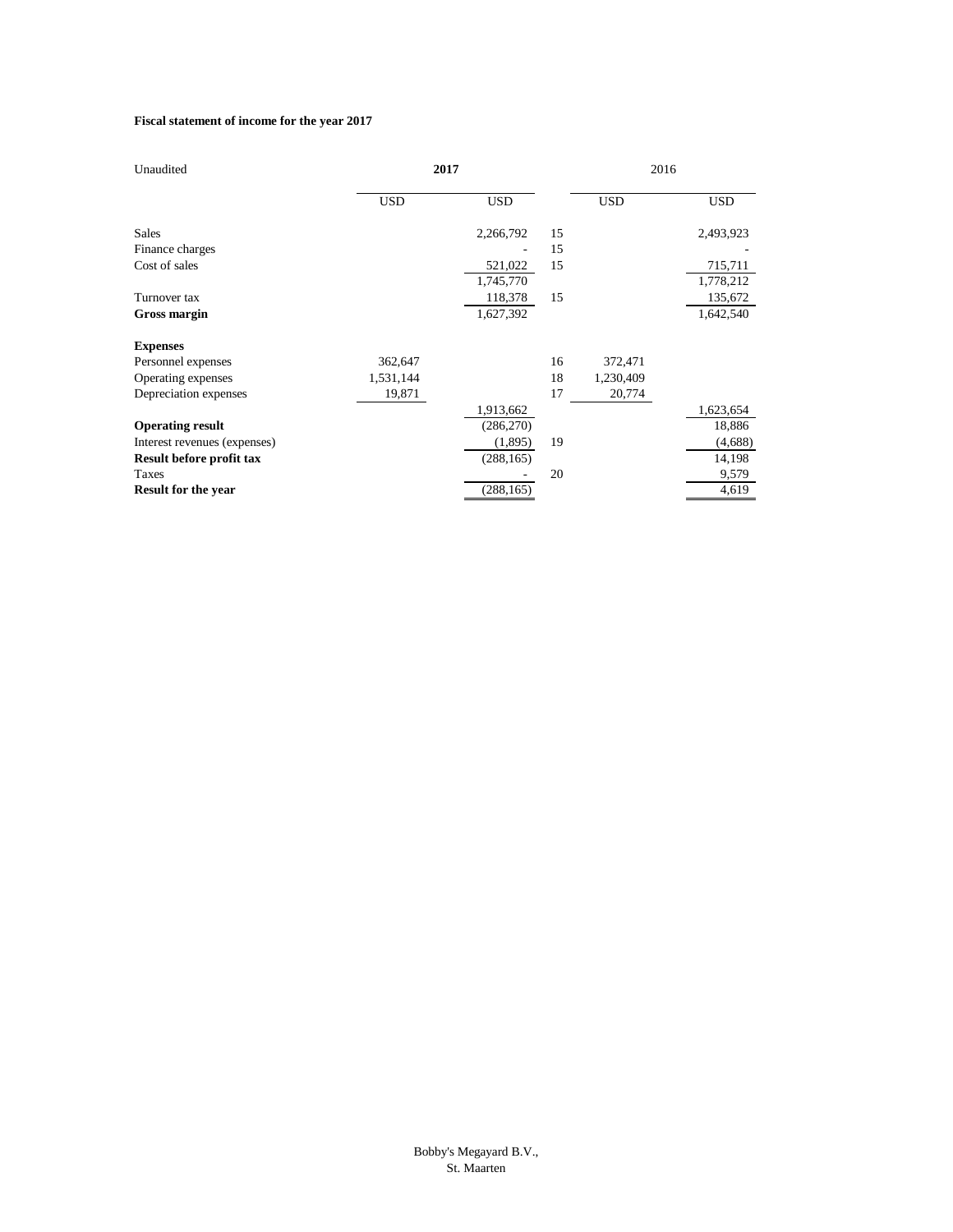**Fiscal statement of income for the year 2017**

| Unaudited | 2017 | | | 2016 | |
|---|---|---|---|---|---|
| | USD | USD | | USD | USD |
| Sales | | 2,266,792 | 15 | | 2,493,923 |
| Finance charges | | - | 15 | | - |
| Cost of sales | | 521,022 | 15 | | 715,711 |
| | | 1,745,770 | | | 1,778,212 |
| Turnover tax | | 118,378 | 15 | | 135,672 |
| **Gross margin** | | 1,627,392 | | | 1,642,540 |
| **Expenses** | | | | | |
| Personnel expenses | 362,647 | | 16 | 372,471 | |
| Operating expenses | 1,531,144 | | 18 | 1,230,409 | |
| Depreciation expenses | 19,871 | | 17 | 20,774 | |
| | | 1,913,662 | | | 1,623,654 |
| **Operating result** | | (286,270) | | | 18,886 |
| Interest revenues (expenses) | | (1,895) | 19 | | (4,688) |
| **Result before profit tax** | | (288,165) | | | 14,198 |
| Taxes | | - | 20 | | 9,579 |
| **Result for the year** | | (288,165) | | | 4,619 |

Bobby's Megayard B.V.,
St. Maarten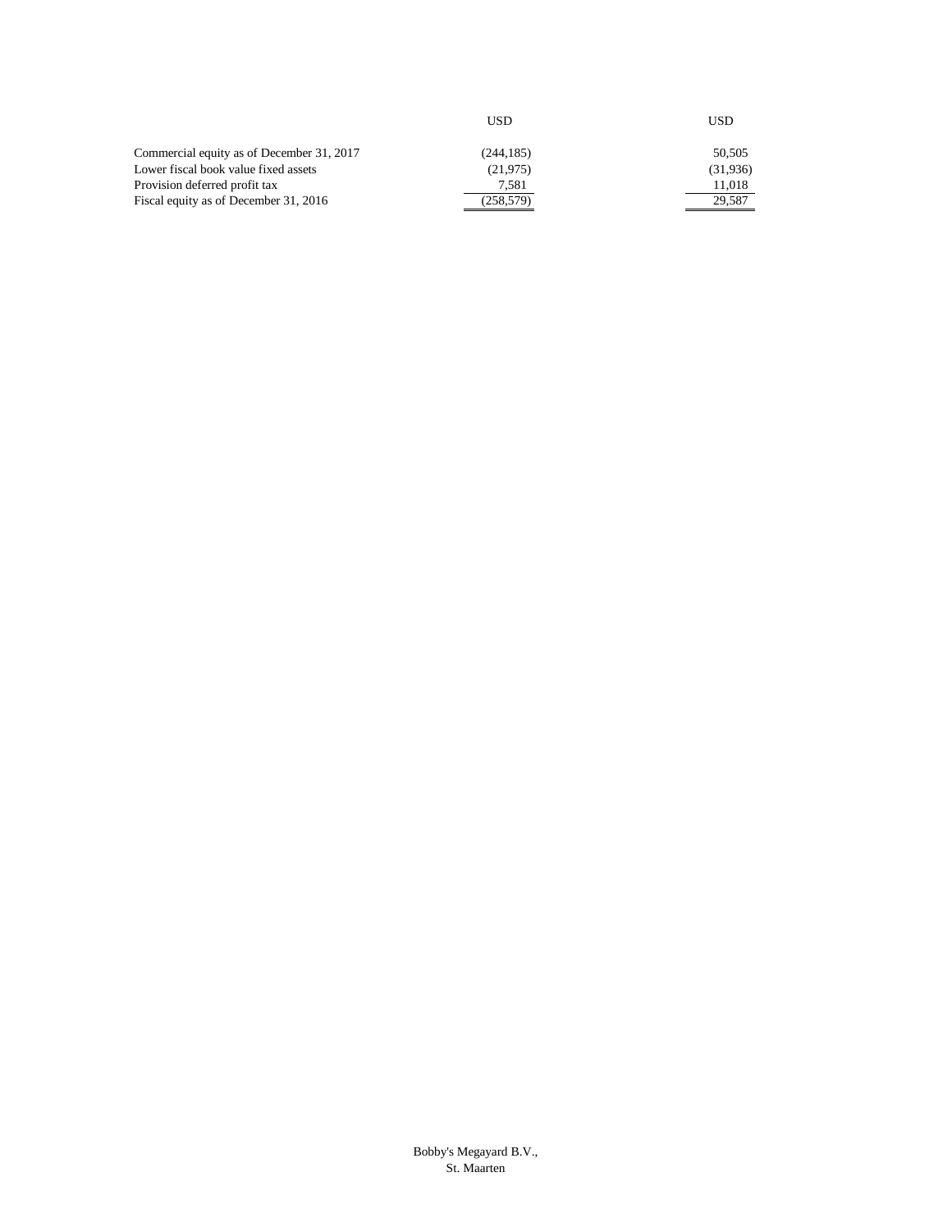| | USD | USD |
|---|---|---|
| Commercial equity as of December 31, 2017 | (244,185) | 50,505 |
| Lower fiscal book value fixed assets | (21,975) | (31,936) |
| Provision deferred profit tax | 7,581 | 11,018 |
| Fiscal equity as of December 31, 2016 | (258,579) | 29,587 |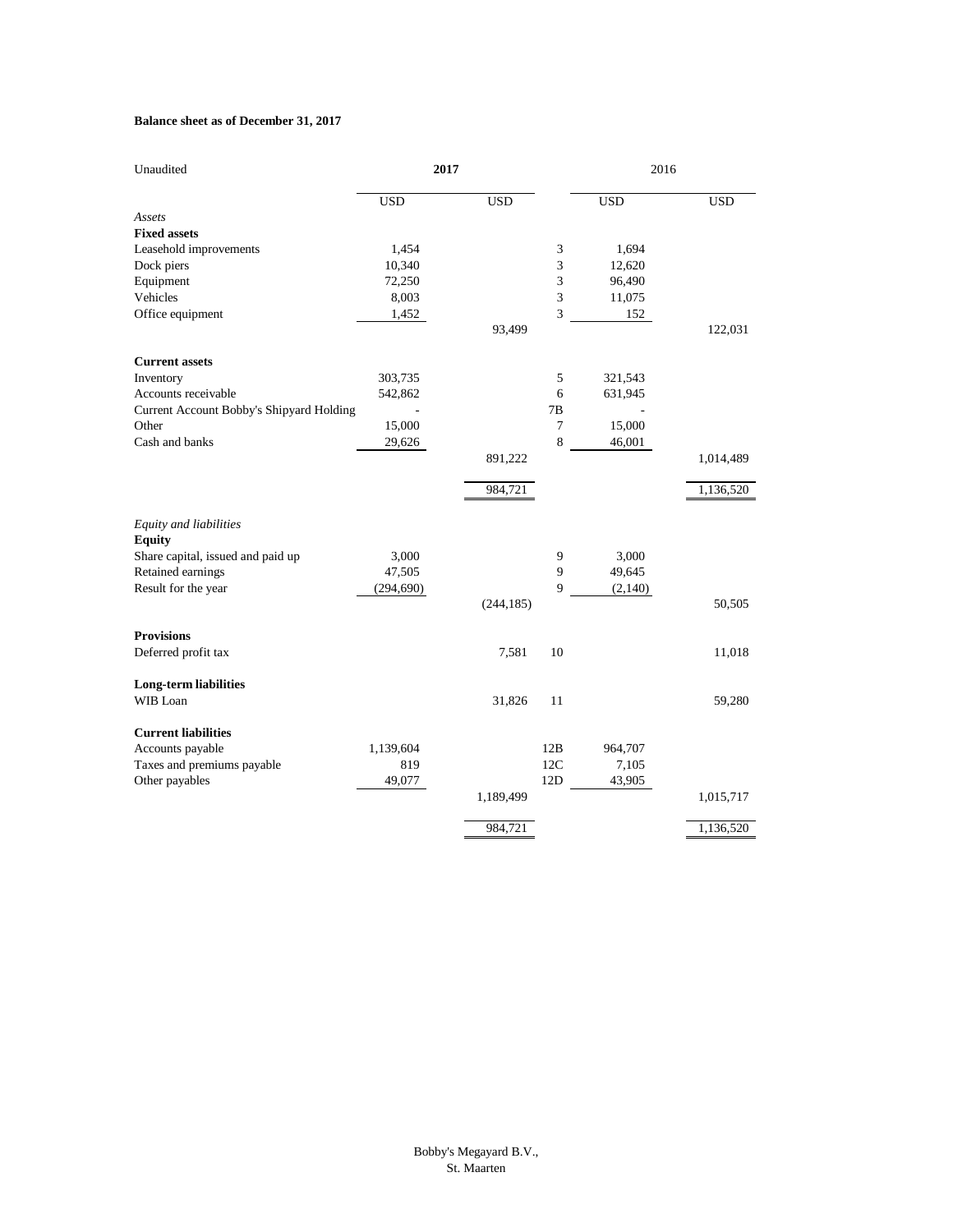**Balance sheet as of December 31, 2017**

| Unaudited | **2017** | | | 2016 | |
|---|---|---|---|---|---|
| | USD | USD | | USD | USD |
| *Assets* | | | | | |
| **Fixed assets** | | | | | |
| Leasehold improvements | 1,454 | | 3 | 1,694 | |
| Dock piers | 10,340 | | 3 | 12,620 | |
| Equipment | 72,250 | | 3 | 96,490 | |
| Vehicles | 8,003 | | 3 | 11,075 | |
| Office equipment | 1,452 | | 3 | 152 | |
| | | 93,499 | | | 122,031 |
| **Current assets** | | | | | |
| Inventory | 303,735 | | 5 | 321,543 | |
| Accounts receivable | 542,862 | | 6 | 631,945 | |
| Current Account Bobby's Shipyard Holding | - | | 7B | - | |
| Other | 15,000 | | 7 | 15,000 | |
| Cash and banks | 29,626 | | 8 | 46,001 | |
| | | 891,222 | | | 1,014,489 |
| | | 984,721 | | | 1,136,520 |
| *Equity and liabilities* | | | | | |
| **Equity** | | | | | |
| Share capital, issued and paid up | 3,000 | | 9 | 3,000 | |
| Retained earnings | 47,505 | | 9 | 49,645 | |
| Result for the year | (294,690) | | 9 | (2,140) | |
| | | (244,185) | | | 50,505 |
| **Provisions** | | | | | |
| Deferred profit tax | | 7,581 | 10 | | 11,018 |
| **Long-term liabilities** | | | | | |
| WIB Loan | | 31,826 | 11 | | 59,280 |
| **Current liabilities** | | | | | |
| Accounts payable | 1,139,604 | | 12B | 964,707 | |
| Taxes and premiums payable | 819 | | 12C | 7,105 | |
| Other payables | 49,077 | | 12D | 43,905 | |
| | | 1,189,499 | | | 1,015,717 |
| | | 984,721 | | | 1,136,520 |

Bobby's Megayard B.V.,
St. Maarten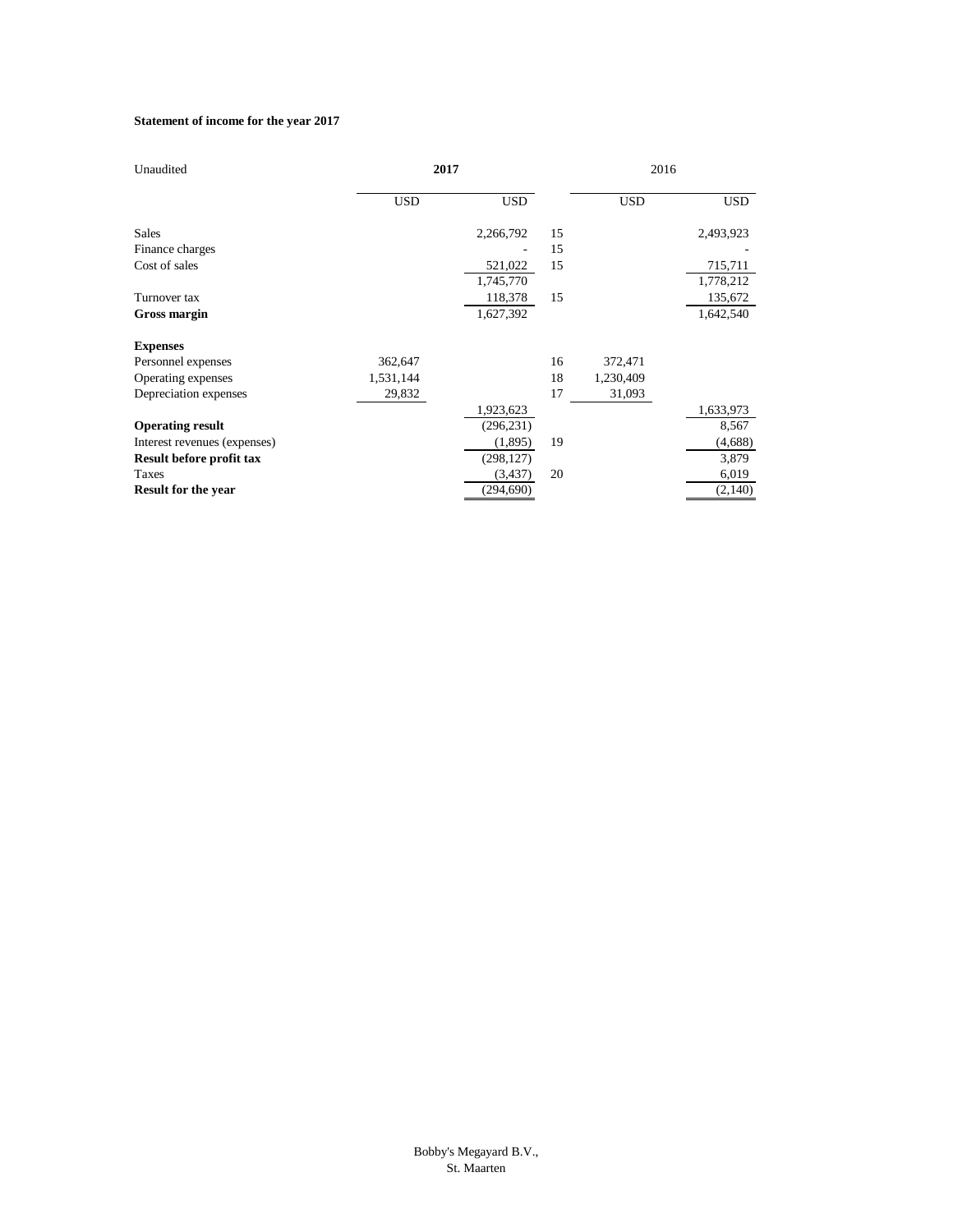**Statement of income for the year 2017**

| Unaudited | 2017 | | | 2016 | |
|---|---|---|---|---|---|
| | USD | USD | | USD | USD |
| Sales | | 2,266,792 | 15 | | 2,493,923 |
| Finance charges | | - | 15 | | - |
| Cost of sales | | 521,022 | 15 | | 715,711 |
| | | 1,745,770 | | | 1,778,212 |
| Turnover tax | | 118,378 | 15 | | 135,672 |
| **Gross margin** | | 1,627,392 | | | 1,642,540 |
| **Expenses** | | | | | |
| Personnel expenses | 362,647 | | 16 | 372,471 | |
| Operating expenses | 1,531,144 | | 18 | 1,230,409 | |
| Depreciation expenses | 29,832 | | 17 | 31,093 | |
| | | 1,923,623 | | | 1,633,973 |
| **Operating result** | | (296,231) | | | 8,567 |
| Interest revenues (expenses) | | (1,895) | 19 | | (4,688) |
| **Result before profit tax** | | (298,127) | | | 3,879 |
| Taxes | | (3,437) | 20 | | 6,019 |
| **Result for the year** | | (294,690) | | | (2,140) |

Bobby's Megayard B.V.,
St. Maarten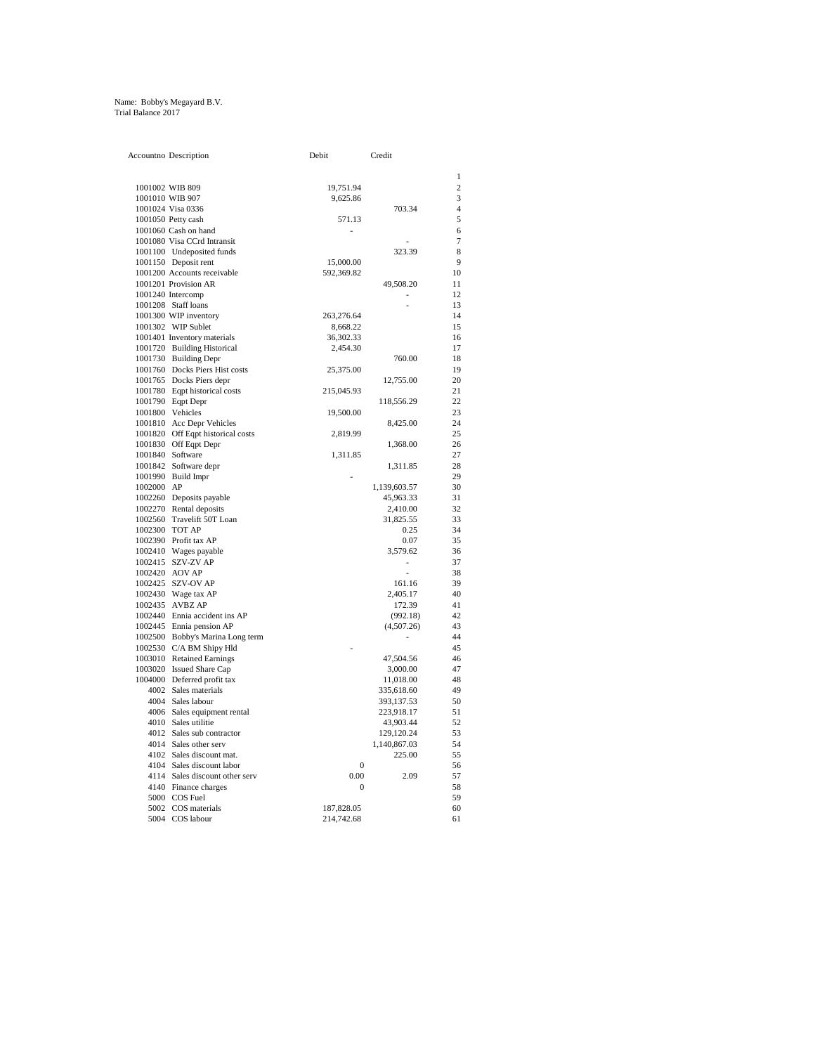Name: Bobby's Megayard B.V.
Trial Balance 2017

| Accountno | Description | Debit | Credit | |
|---|---|---|---|---|
| | | | | 1 |
| 1001002 | WIB 809 | 19,751.94 | | 2 |
| 1001010 | WIB 907 | 9,625.86 | | 3 |
| 1001024 | Visa 0336 | | 703.34 | 4 |
| 1001050 | Petty cash | 571.13 | | 5 |
| 1001060 | Cash on hand | - | | 6 |
| 1001080 | Visa CCrd Intransit | | - | 7 |
| 1001100 | Undeposited funds | | 323.39 | 8 |
| 1001150 | Deposit rent | 15,000.00 | | 9 |
| 1001200 | Accounts receivable | 592,369.82 | | 10 |
| 1001201 | Provision AR | | 49,508.20 | 11 |
| 1001240 | Intercomp | | - | 12 |
| 1001208 | Staff loans | | - | 13 |
| 1001300 | WIP inventory | 263,276.64 | | 14 |
| 1001302 | WIP Sublet | 8,668.22 | | 15 |
| 1001401 | Inventory materials | 36,302.33 | | 16 |
| 1001720 | Building Historical | 2,454.30 | | 17 |
| 1001730 | Building Depr | | 760.00 | 18 |
| 1001760 | Docks Piers Hist costs | 25,375.00 | | 19 |
| 1001765 | Docks Piers depr | | 12,755.00 | 20 |
| 1001780 | Eqpt historical costs | 215,045.93 | | 21 |
| 1001790 | Eqpt Depr | | 118,556.29 | 22 |
| 1001800 | Vehicles | 19,500.00 | | 23 |
| 1001810 | Acc Depr Vehicles | | 8,425.00 | 24 |
| 1001820 | Off Eqpt historical costs | 2,819.99 | | 25 |
| 1001830 | Off Eqpt Depr | | 1,368.00 | 26 |
| 1001840 | Software | 1,311.85 | | 27 |
| 1001842 | Software depr | | 1,311.85 | 28 |
| 1001990 | Build Impr | - | | 29 |
| 1002000 | AP | | 1,139,603.57 | 30 |
| 1002260 | Deposits payable | | 45,963.33 | 31 |
| 1002270 | Rental deposits | | 2,410.00 | 32 |
| 1002560 | Travelift 50T Loan | | 31,825.55 | 33 |
| 1002300 | TOT AP | | 0.25 | 34 |
| 1002390 | Profit tax AP | | 0.07 | 35 |
| 1002410 | Wages payable | | 3,579.62 | 36 |
| 1002415 | SZV-ZV AP | | - | 37 |
| 1002420 | AOV AP | | - | 38 |
| 1002425 | SZV-OV AP | | 161.16 | 39 |
| 1002430 | Wage tax AP | | 2,405.17 | 40 |
| 1002435 | AVBZ AP | | 172.39 | 41 |
| 1002440 | Ennia accident ins AP | | (992.18) | 42 |
| 1002445 | Ennia pension AP | | (4,507.26) | 43 |
| 1002500 | Bobby's Marina Long term | | - | 44 |
| 1002530 | C/A BM Shipy Hld | - | | 45 |
| 1003010 | Retained Earnings | | 47,504.56 | 46 |
| 1003020 | Issued Share Cap | | 3,000.00 | 47 |
| 1004000 | Deferred profit tax | | 11,018.00 | 48 |
| 4002 | Sales materials | | 335,618.60 | 49 |
| 4004 | Sales labour | | 393,137.53 | 50 |
| 4006 | Sales equipment rental | | 223,918.17 | 51 |
| 4010 | Sales utilitie | | 43,903.44 | 52 |
| 4012 | Sales sub contractor | | 129,120.24 | 53 |
| 4014 | Sales other serv | | 1,140,867.03 | 54 |
| 4102 | Sales discount mat. | | 225.00 | 55 |
| 4104 | Sales discount labor | 0 | | 56 |
| 4114 | Sales discount other serv | 0.00 | 2.09 | 57 |
| 4140 | Finance charges | 0 | | 58 |
| 5000 | COS Fuel | | | 59 |
| 5002 | COS materials | 187,828.05 | | 60 |
| 5004 | COS labour | 214,742.68 | | 61 |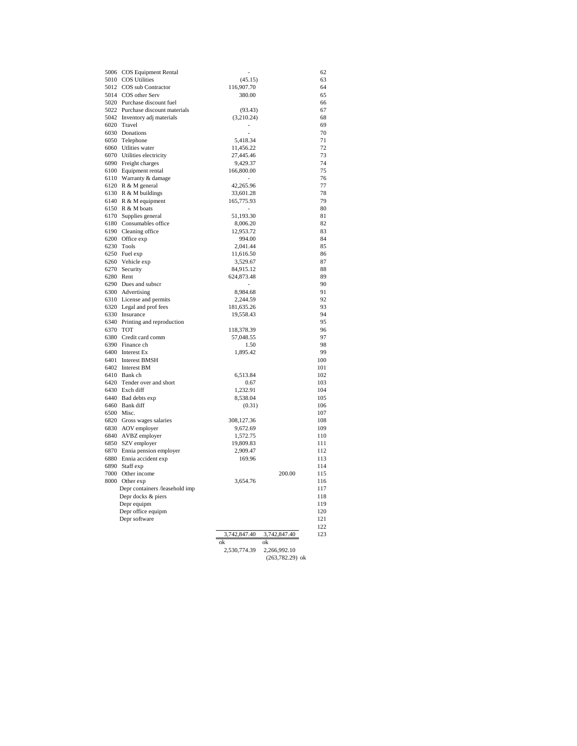| Code | Account | Debit | Credit | Line |
|---|---|---|---|---|
| 5006 | COS Equipment Rental | - | | 62 |
| 5010 | COS Utilities | (45.15) | | 63 |
| 5012 | COS sub Contractor | 116,907.70 | | 64 |
| 5014 | COS other Serv | 380.00 | | 65 |
| 5020 | Purchase discount fuel | | | 66 |
| 5022 | Purchase discount materials | (93.43) | | 67 |
| 5042 | Inventory adj materials | (3,210.24) | | 68 |
| 6020 | Travel | - | | 69 |
| 6030 | Donations | - | | 70 |
| 6050 | Telephone | 5,418.34 | | 71 |
| 6060 | Utlities water | 11,456.22 | | 72 |
| 6070 | Utilities electricity | 27,445.46 | | 73 |
| 6090 | Freight charges | 9,429.37 | | 74 |
| 6100 | Equipment rental | 166,800.00 | | 75 |
| 6110 | Warranty & damage | - | | 76 |
| 6120 | R & M general | 42,265.96 | | 77 |
| 6130 | R & M buildings | 33,601.28 | | 78 |
| 6140 | R & M equipment | 165,775.93 | | 79 |
| 6150 | R & M boats | - | | 80 |
| 6170 | Supplies general | 51,193.30 | | 81 |
| 6180 | Consumables office | 8,006.20 | | 82 |
| 6190 | Cleaning office | 12,953.72 | | 83 |
| 6200 | Office exp | 994.00 | | 84 |
| 6230 | Tools | 2,041.44 | | 85 |
| 6250 | Fuel exp | 11,616.50 | | 86 |
| 6260 | Vehicle exp | 3,529.67 | | 87 |
| 6270 | Security | 84,915.12 | | 88 |
| 6280 | Rent | 624,873.48 | | 89 |
| 6290 | Dues and subscr | - | | 90 |
| 6300 | Advertising | 8,984.68 | | 91 |
| 6310 | License and permits | 2,244.59 | | 92 |
| 6320 | Legal and prof fees | 181,635.26 | | 93 |
| 6330 | Insurance | 19,558.43 | | 94 |
| 6340 | Printing and reproduction | | | 95 |
| 6370 | TOT | 118,378.39 | | 96 |
| 6380 | Credit card comm | 57,048.55 | | 97 |
| 6390 | Finance ch | 1.50 | | 98 |
| 6400 | Interest Ex | 1,895.42 | | 99 |
| 6401 | Interest BMSH | | | 100 |
| 6402 | Interest BM | | | 101 |
| 6410 | Bank ch | 6,513.84 | | 102 |
| 6420 | Tender over and short | 0.67 | | 103 |
| 6430 | Exch diff | 1,232.91 | | 104 |
| 6440 | Bad debts exp | 8,538.04 | | 105 |
| 6460 | Bank diff | (0.31) | | 106 |
| 6500 | Misc. | | | 107 |
| 6820 | Gross wages salaries | 308,127.36 | | 108 |
| 6830 | AOV employer | 9,672.69 | | 109 |
| 6840 | AVBZ employer | 1,572.75 | | 110 |
| 6850 | SZV employer | 19,809.83 | | 111 |
| 6870 | Ennia pension employer | 2,909.47 | | 112 |
| 6880 | Ennia accident exp | 169.96 | | 113 |
| 6890 | Staff exp | | | 114 |
| 7000 | Other income | | 200.00 | 115 |
| 8000 | Other exp | 3,654.76 | | 116 |
| | Depr containers /leasehold imp | | | 117 |
| | Depr docks & piers | | | 118 |
| | Depr equipm | | | 119 |
| | Depr office equipm | | | 120 |
| | Depr software | | | 121 |
| | | | | 122 |
| | | 3,742,847.40 | 3,742,847.40 | 123 |
| | | ok | ok | |
| | | 2,530,774.39 | 2,266,992.10 | |
| | | | (263,782.29) ok | |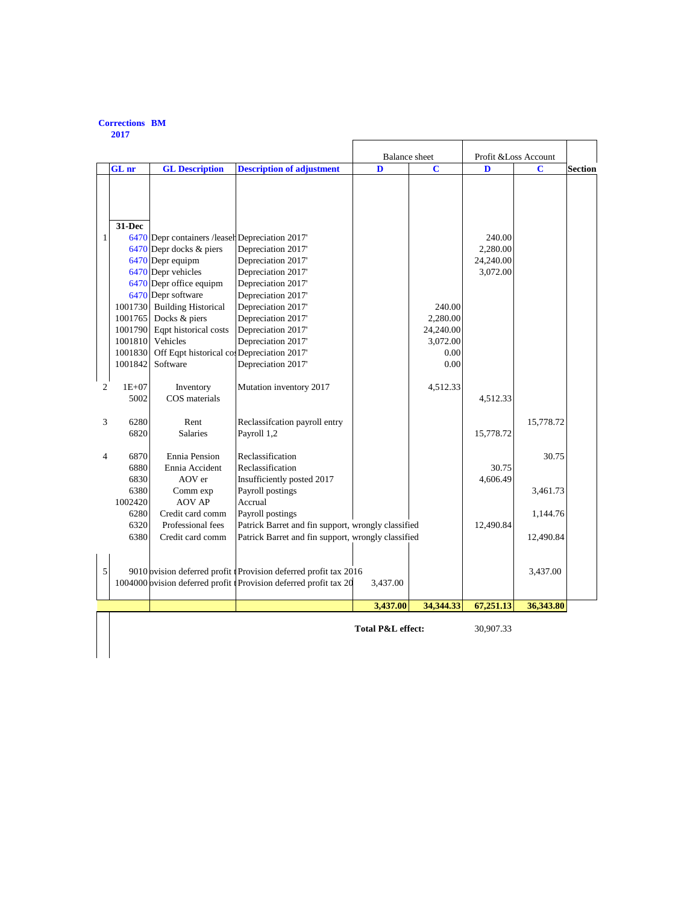**Corrections BM**
**2017**

| | GL nr | GL Description | Description of adjustment | Balance sheet D | Balance sheet C | Profit &Loss Account D | Profit &Loss Account C | Section |
|---|---|---|---|---|---|---|---|---|
| | **31-Dec** | | | | | | | |
| 1 | 6470 | Depr containers /leaseh | Depreciation 2017' | | | 240.00 | | |
| | 6470 | Depr docks & piers | Depreciation 2017' | | | 2,280.00 | | |
| | 6470 | Depr equipm | Depreciation 2017' | | | 24,240.00 | | |
| | 6470 | Depr vehicles | Depreciation 2017' | | | 3,072.00 | | |
| | 6470 | Depr office equipm | Depreciation 2017' | | | | | |
| | 6470 | Depr software | Depreciation 2017' | | | | | |
| | 1001730 | Building Historical | Depreciation 2017' | | 240.00 | | | |
| | 1001765 | Docks & piers | Depreciation 2017' | | 2,280.00 | | | |
| | 1001790 | Eqpt historical costs | Depreciation 2017' | | 24,240.00 | | | |
| | 1001810 | Vehicles | Depreciation 2017' | | 3,072.00 | | | |
| | 1001830 | Off Eqpt historical cos | Depreciation 2017' | | 0.00 | | | |
| | 1001842 | Software | Depreciation 2017' | | 0.00 | | | |
| 2 | 1E+07 | Inventory | Mutation inventory 2017 | | 4,512.33 | | | |
| | 5002 | COS materials | | | | 4,512.33 | | |
| 3 | 6280 | Rent | Reclassifcation payroll entry | | | | 15,778.72 | |
| | 6820 | Salaries | Payroll 1,2 | | | 15,778.72 | | |
| 4 | 6870 | Ennia Pension | Reclassification | | | | 30.75 | |
| | 6880 | Ennia Accident | Reclassification | | | 30.75 | | |
| | 6830 | AOV er | Insufficiently posted 2017 | | | 4,606.49 | | |
| | 6380 | Comm exp | Payroll postings | | | | 3,461.73 | |
| | 1002420 | AOV AP | Accrual | | | | | |
| | 6280 | Credit card comm | Payroll postings | | | | 1,144.76 | |
| | 6320 | Professional fees | Patrick Barret and fin support, wrongly classified | | | 12,490.84 | | |
| | 6380 | Credit card comm | Patrick Barret and fin support, wrongly classified | | | | 12,490.84 | |
| 5 | 9010 | ovision deferred profit t | Provision deferred profit tax 2016 | | | | 3,437.00 | |
| | 1004000 | ovision deferred profit t | Provision deferred profit tax 20 | 3,437.00 | | | | |
| | | | | **3,437.00** | **34,344.33** | **67,251.13** | **36,343.80** | |

**Total P&L effect:** 30,907.33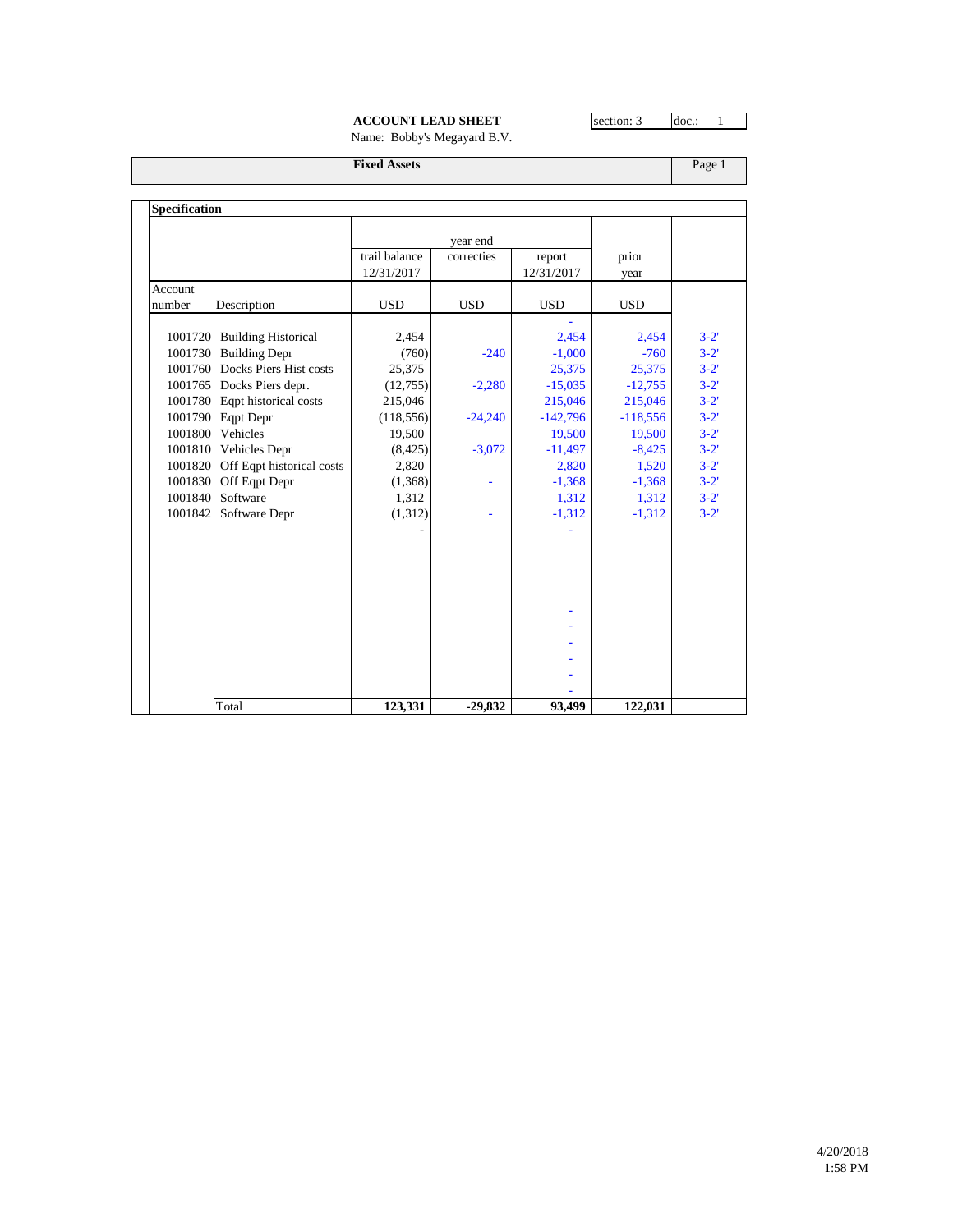**ACCOUNT LEAD SHEET** section: 3 doc.: 1

Name: Bobby's Megayard B.V.

**Fixed Assets** Page 1

**Specification**

| Account number | Description | year end trail balance 12/31/2017 USD | correcties USD | report 12/31/2017 USD | prior year USD | |
|---|---|---|---|---|---|---|
| | | | | - | | |
| 1001720 | Building Historical | 2,454 | | 2,454 | 2,454 | 3-2' |
| 1001730 | Building Depr | (760) | -240 | -1,000 | -760 | 3-2' |
| 1001760 | Docks Piers Hist costs | 25,375 | | 25,375 | 25,375 | 3-2' |
| 1001765 | Docks Piers depr. | (12,755) | -2,280 | -15,035 | -12,755 | 3-2' |
| 1001780 | Eqpt historical costs | 215,046 | | 215,046 | 215,046 | 3-2' |
| 1001790 | Eqpt Depr | (118,556) | -24,240 | -142,796 | -118,556 | 3-2' |
| 1001800 | Vehicles | 19,500 | | 19,500 | 19,500 | 3-2' |
| 1001810 | Vehicles Depr | (8,425) | -3,072 | -11,497 | -8,425 | 3-2' |
| 1001820 | Off Eqpt historical costs | 2,820 | | 2,820 | 1,520 | 3-2' |
| 1001830 | Off Eqpt Depr | (1,368) | - | -1,368 | -1,368 | 3-2' |
| 1001840 | Software | 1,312 | | 1,312 | 1,312 | 3-2' |
| 1001842 | Software Depr | (1,312) | - | -1,312 | -1,312 | 3-2' |
| | | - | | - | | |
| | | | | - | | |
| | | | | - | | |
| | | | | - | | |
| | | | | - | | |
| | | | | - | | |
| | | | | - | | |
| | Total | **123,331** | **-29,832** | **93,499** | **122,031** | |

4/20/2018
1:58 PM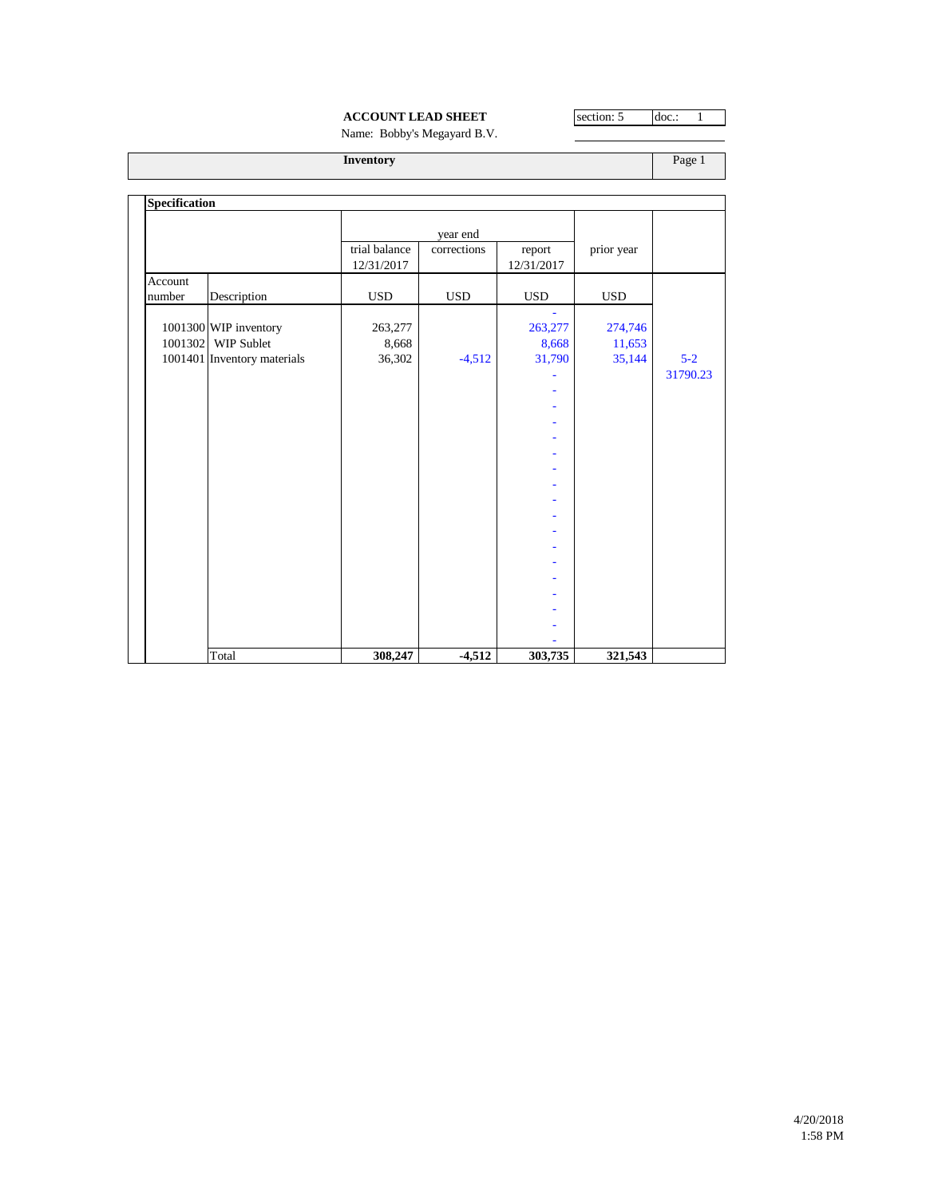**ACCOUNT LEAD SHEET**

Name: Bobby's Megayard B.V.

section: 5 | doc.: 1

**Inventory** — Page 1

**Specification**

| Account number | Description | trial balance 12/31/2017 USD | year end corrections USD | report 12/31/2017 USD | prior year USD | |
|---|---|---|---|---|---|---|
| | | | | - | | |
| 1001300 | WIP inventory | 263,277 | | 263,277 | 274,746 | |
| 1001302 | WIP Sublet | 8,668 | | 8,668 | 11,653 | |
| 1001401 | Inventory materials | 36,302 | -4,512 | 31,790 | 35,144 | 5-2 |
| | | | | - | | 31790.23 |
| | | | | - | | |
| | | | | - | | |
| | | | | - | | |
| | | | | - | | |
| | | | | - | | |
| | | | | - | | |
| | | | | - | | |
| | | | | - | | |
| | | | | - | | |
| | | | | - | | |
| | | | | - | | |
| | | | | - | | |
| | | | | - | | |
| | | | | - | | |
| | | | | - | | |
| | | | | - | | |
| | | | | - | | |
| | Total | **308,247** | **-4,512** | **303,735** | **321,543** | |

4/20/2018
1:58 PM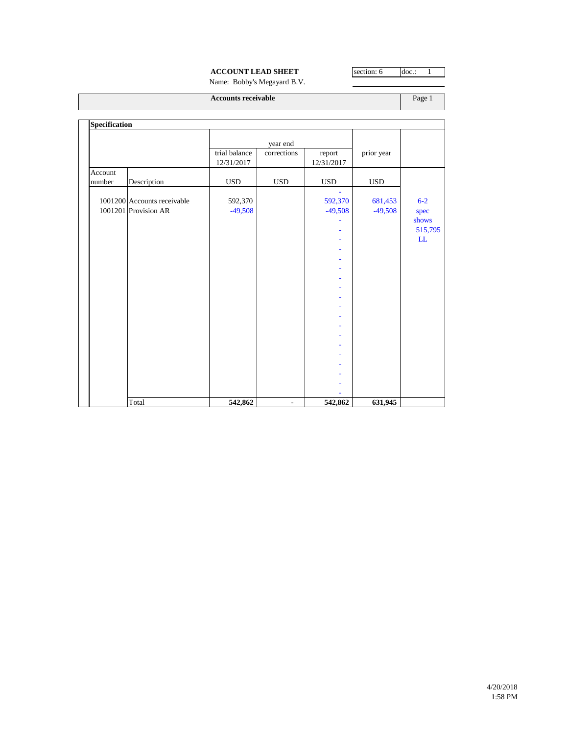**ACCOUNT LEAD SHEET**

Name: Bobby's Megayard B.V.

section: 6 | doc.: 1

**Accounts receivable** — Page 1

**Specification**

| Account number | Description | trial balance 12/31/2017 USD | year end corrections USD | report 12/31/2017 USD | prior year USD | |
|---|---|---|---|---|---|---|
| | | | | - | | |
| 1001200 | Accounts receivable | 592,370 | | 592,370 | 681,453 | 6-2 |
| 1001201 | Provision AR | -49,508 | | -49,508 | -49,508 | spec |
| | | | | - | | shows |
| | | | | - | | 515,795 |
| | | | | - | | LL |
| | | | | - | | |
| | | | | - | | |
| | | | | - | | |
| | | | | - | | |
| | | | | - | | |
| | | | | - | | |
| | | | | - | | |
| | | | | - | | |
| | | | | - | | |
| | | | | - | | |
| | | | | - | | |
| | | | | - | | |
| | | | | - | | |
| | | | | - | | |
| | | | | - | | |
| | | | | - | | |
| | Total | **542,862** | **-** | **542,862** | **631,945** | |

4/20/2018
1:58 PM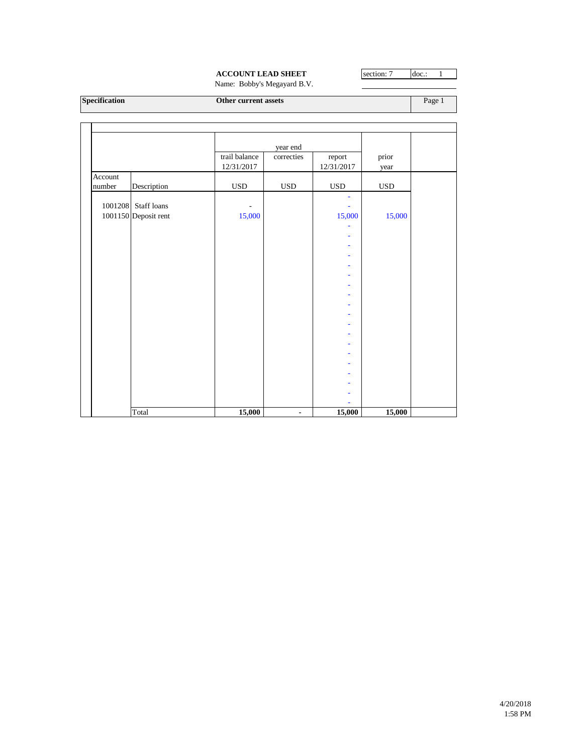**ACCOUNT LEAD SHEET**

Name: Bobby's Megayard B.V.

section: 7 | doc.: 1

**Specification** | **Other current assets** | Page 1

| Account number | Description | trail balance 12/31/2017 USD | year end correcties USD | report 12/31/2017 USD | prior year USD |
|---|---|---|---|---|---|
| | | | | - | |
| 1001208 | Staff loans | - | | - | |
| 1001150 | Deposit rent | 15,000 | | 15,000 | 15,000 |
| | | | | - | |
| | | | | - | |
| | | | | - | |
| | | | | - | |
| | | | | - | |
| | | | | - | |
| | | | | - | |
| | | | | - | |
| | | | | - | |
| | | | | - | |
| | | | | - | |
| | | | | - | |
| | | | | - | |
| | | | | - | |
| | | | | - | |
| | | | | - | |
| | | | | - | |
| | | | | - | |
| | | | | - | |
| | Total | **15,000** | **-** | **15,000** | **15,000** |

4/20/2018
1:58 PM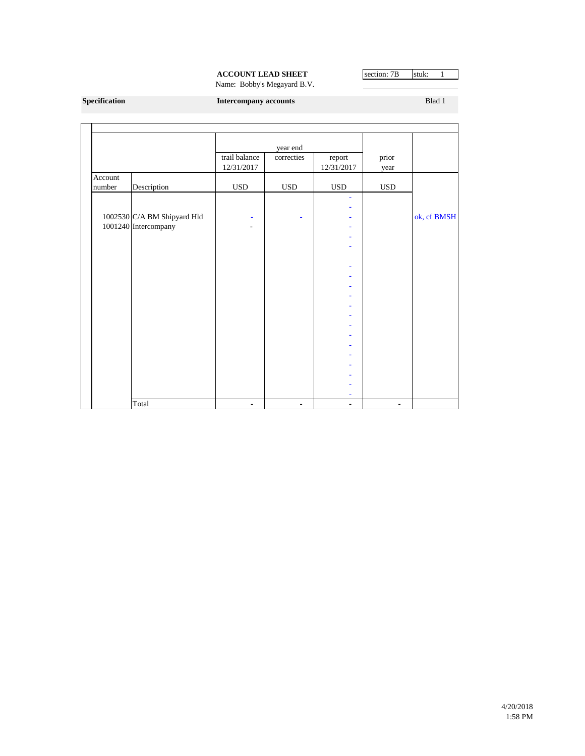**ACCOUNT LEAD SHEET**

Name: Bobby's Megayard B.V.

section: 7B | stuk: 1

**Specification** **Intercompany accounts** Blad 1

| Account number | Description | trail balance 12/31/2017 USD | year end correcties USD | report 12/31/2017 USD | prior year USD | |
|---|---|---|---|---|---|---|
| | | | | - | | |
| | | | | - | | |
| 1002530 | C/A BM Shipyard Hld | - | - | - | | ok, cf BMSH |
| 1001240 | Intercompany | - | | - | | |
| | | | | - | | |
| | | | | - | | |
| | | | | - | | |
| | | | | - | | |
| | | | | - | | |
| | | | | - | | |
| | | | | - | | |
| | | | | - | | |
| | | | | - | | |
| | | | | - | | |
| | | | | - | | |
| | | | | - | | |
| | | | | - | | |
| | | | | - | | |
| | | | | - | | |
| | | | | - | | |
| | Total | - | - | - | - | |

4/20/2018
1:58 PM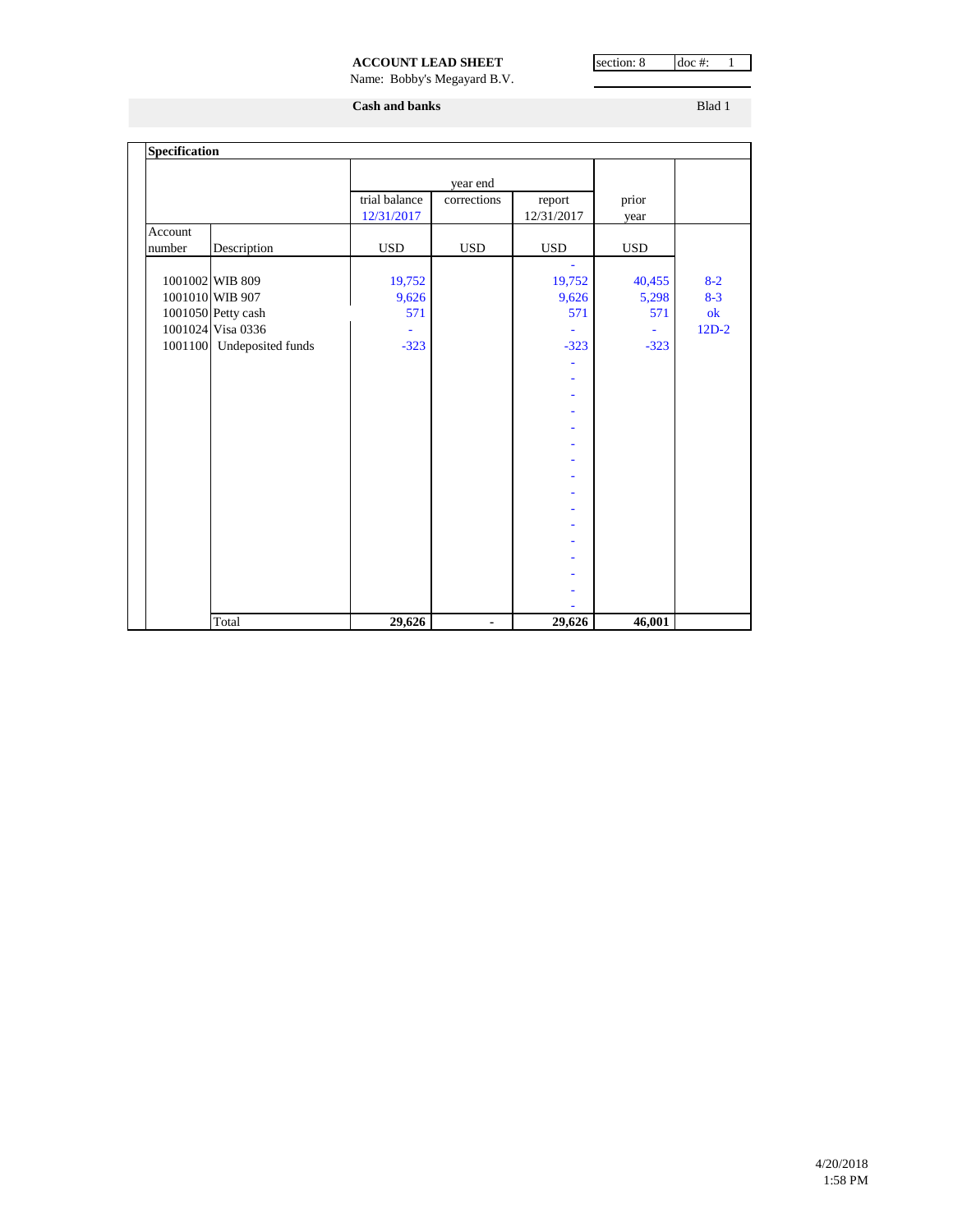**ACCOUNT LEAD SHEET**

Name: Bobby's Megayard B.V.

section: 8 | doc #: 1

**Cash and banks**

Blad 1

**Specification**

| Account number | Description | trial balance 12/31/2017 USD | year end corrections USD | report 12/31/2017 USD | prior year USD | |
|---|---|---|---|---|---|---|
| 1001002 | WIB 809 | 19,752 | | 19,752 | 40,455 | 8-2 |
| 1001010 | WIB 907 | 9,626 | | 9,626 | 5,298 | 8-3 |
| 1001050 | Petty cash | 571 | | 571 | 571 | ok |
| 1001024 | Visa 0336 | - | | - | - | 12D-2 |
| 1001100 | Undeposited funds | -323 | | -323 | -323 | |
| | Total | **29,626** | **-** | **29,626** | **46,001** | |

4/20/2018
1:58 PM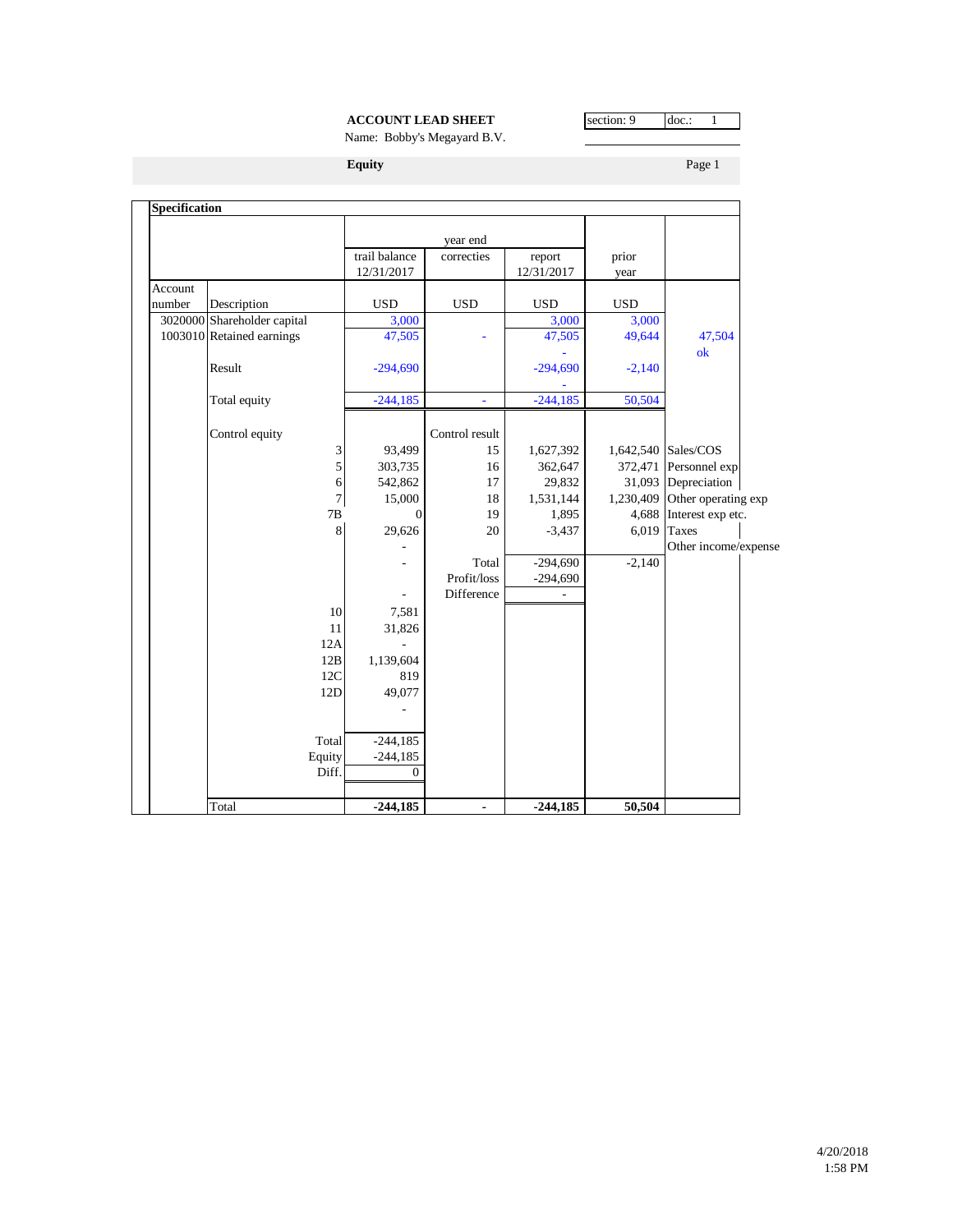**ACCOUNT LEAD SHEET**

Name: Bobby's Megayard B.V.

section: 9 | doc.: 1

**Equity**

**Specification**

| Account number | Description | year end trail balance 12/31/2017 USD | correcties USD | report 12/31/2017 USD | prior year USD | |
|---|---|---|---|---|---|---|
| 3020000 | Shareholder capital | 3,000 | | 3,000 | 3,000 | |
| 1003010 | Retained earnings | 47,505 | - | 47,505 | 49,644 | 47,504 |
| | | | | - | | ok |
| | Result | -294,690 | | -294,690 | -2,140 | |
| | | | | - | | |
| | Total equity | -244,185 | - | -244,185 | 50,504 | |
| | | | | | | |
| | Control equity | | Control result | | | |
| | 3 | 93,499 | 15 | 1,627,392 | 1,642,540 | Sales/COS |
| | 5 | 303,735 | 16 | 362,647 | 372,471 | Personnel exp |
| | 6 | 542,862 | 17 | 29,832 | 31,093 | Depreciation |
| | 7 | 15,000 | 18 | 1,531,144 | 1,230,409 | Other operating exp |
| | 7B | 0 | 19 | 1,895 | 4,688 | Interest exp etc. |
| | 8 | 29,626 | 20 | -3,437 | 6,019 | Taxes |
| | | - | | | | Other income/expense |
| | | - | Total | -294,690 | -2,140 | |
| | | | Profit/loss | -294,690 | | |
| | | - | Difference | - | | |
| | 10 | 7,581 | | | | |
| | 11 | 31,826 | | | | |
| | 12A | - | | | | |
| | 12B | 1,139,604 | | | | |
| | 12C | 819 | | | | |
| | 12D | 49,077 | | | | |
| | | - | | | | |
| | Total | -244,185 | | | | |
| | Equity | -244,185 | | | | |
| | Diff. | 0 | | | | |
| | **Total** | **-244,185** | **-** | **-244,185** | **50,504** | |

4/20/2018
1:58 PM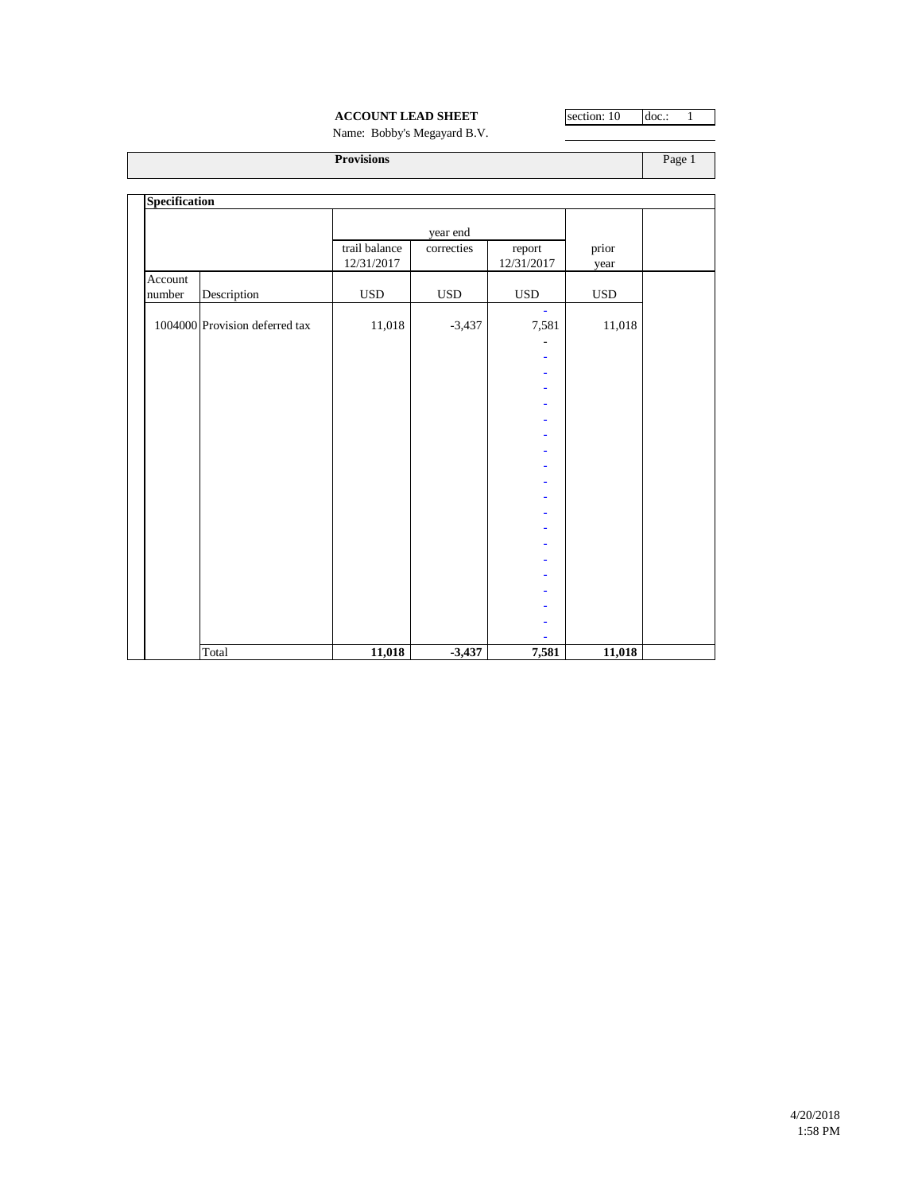**ACCOUNT LEAD SHEET**

Name: Bobby's Megayard B.V.

section: 10 | doc.: 1

**Provisions** — Page 1

**Specification**

| Account number | Description | trail balance 12/31/2017 | year end correcties | report 12/31/2017 | prior year |
|---|---|---|---|---|---|
| | | USD | USD | USD | USD |
| | | | | - | |
| 1004000 | Provision deferred tax | 11,018 | -3,437 | 7,581 | 11,018 |
| | | | | - | |
| | | | | - | |
| | | | | - | |
| | | | | - | |
| | | | | - | |
| | | | | - | |
| | | | | - | |
| | | | | - | |
| | | | | - | |
| | | | | - | |
| | | | | - | |
| | | | | - | |
| | | | | - | |
| | | | | - | |
| | | | | - | |
| | | | | - | |
| | | | | - | |
| | | | | - | |
| | | | | - | |
| | | | | - | |
| | Total | **11,018** | **-3,437** | **7,581** | **11,018** |

4/20/2018
1:58 PM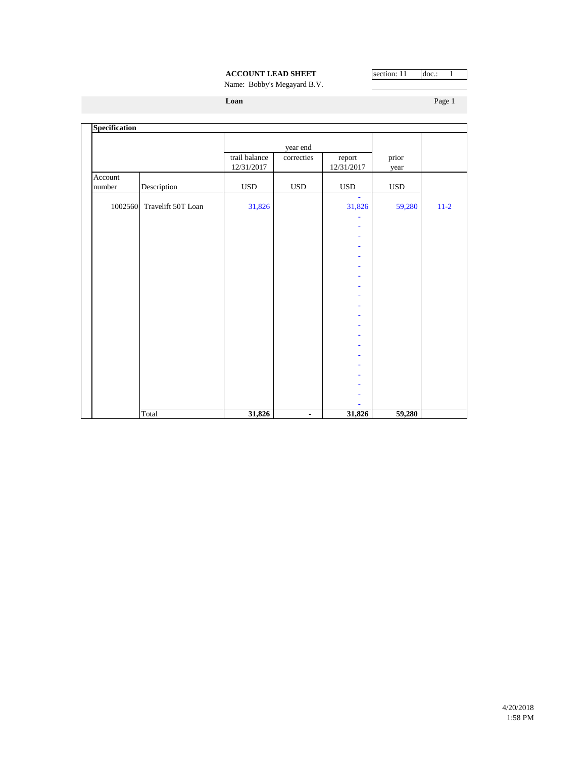**ACCOUNT LEAD SHEET**

Name: Bobby's Megayard B.V.

section: 11 | doc.: 1

**Loan**

**Specification**

| Account number | Description | year end trail balance 12/31/2017 | correcties | report 12/31/2017 | prior year | |
|---|---|---|---|---|---|---|
| | | USD | USD | USD | USD | |
| | | | | - | | |
| 1002560 | Travelift 50T Loan | 31,826 | | 31,826 | 59,280 | 11-2 |
| | | | | - | | |
| | | | | - | | |
| | | | | - | | |
| | | | | - | | |
| | | | | - | | |
| | | | | - | | |
| | | | | - | | |
| | | | | - | | |
| | | | | - | | |
| | | | | - | | |
| | | | | - | | |
| | | | | - | | |
| | | | | - | | |
| | | | | - | | |
| | | | | - | | |
| | | | | - | | |
| | | | | - | | |
| | | | | - | | |
| | | | | - | | |
| | | | | - | | |
| | Total | **31,826** | **-** | **31,826** | **59,280** | |

4/20/2018
1:58 PM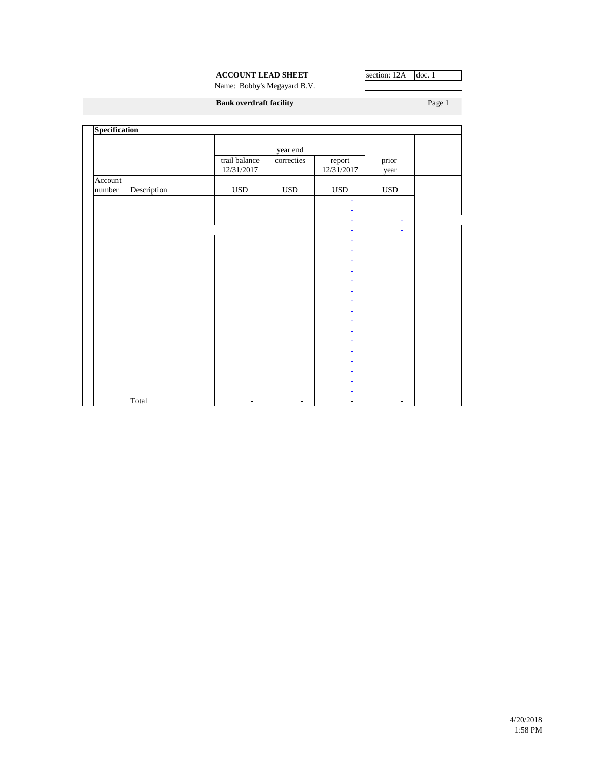**ACCOUNT LEAD SHEET**

Name: Bobby's Megayard B.V.

| section: 12A | doc. 1 |
|---|---|

**Bank overdraft facility** — Page 1

**Specification**

| | | year end | | | | |
|---|---|---|---|---|---|---|
| | | trail balance 12/31/2017 | correcties | report 12/31/2017 | prior year | |
| Account number | Description | USD | USD | USD | USD | |
| | | | | - | | |
| | | | | - | | |
| | | | | - | - | |
| | | | | - | - | |
| | | | | - | | |
| | | | | - | | |
| | | | | - | | |
| | | | | - | | |
| | | | | - | | |
| | | | | - | | |
| | | | | - | | |
| | | | | - | | |
| | | | | - | | |
| | | | | - | | |
| | | | | - | | |
| | | | | - | | |
| | | | | - | | |
| | | | | - | | |
| | | | | - | | |
| | | | | - | | |
| | Total | - | - | - | - | |

4/20/2018
1:58 PM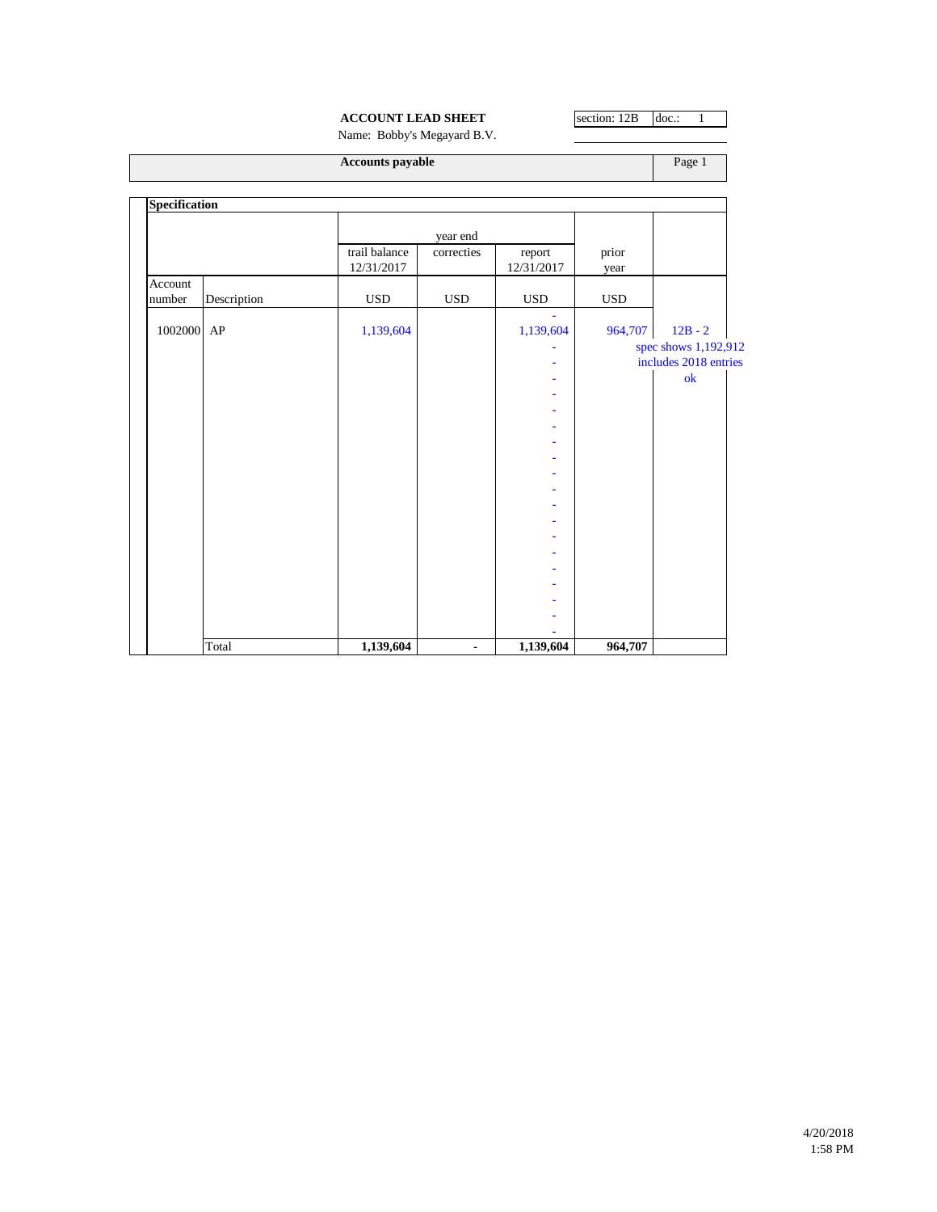**ACCOUNT LEAD SHEET**

Name: Bobby's Megayard B.V.

section: 12B | doc.: 1

**Accounts payable** — Page 1

**Specification**

| Account number | Description | trail balance 12/31/2017 USD | year end correcties USD | report 12/31/2017 USD | prior year USD | |
|---|---|---|---|---|---|---|
| | | | | - | | |
| 1002000 | AP | 1,139,604 | | 1,139,604 | 964,707 | 12B - 2 |
| | | | | - | | spec shows 1,192,912 |
| | | | | - | | includes 2018 entries |
| | | | | - | | ok |
| | | | | - | | |
| | | | | - | | |
| | | | | - | | |
| | | | | - | | |
| | | | | - | | |
| | | | | - | | |
| | | | | - | | |
| | | | | - | | |
| | | | | - | | |
| | | | | - | | |
| | | | | - | | |
| | | | | - | | |
| | | | | - | | |
| | | | | - | | |
| | | | | - | | |
| | | | | - | | |
| | Total | **1,139,604** | **-** | **1,139,604** | **964,707** | |

4/20/2018
1:58 PM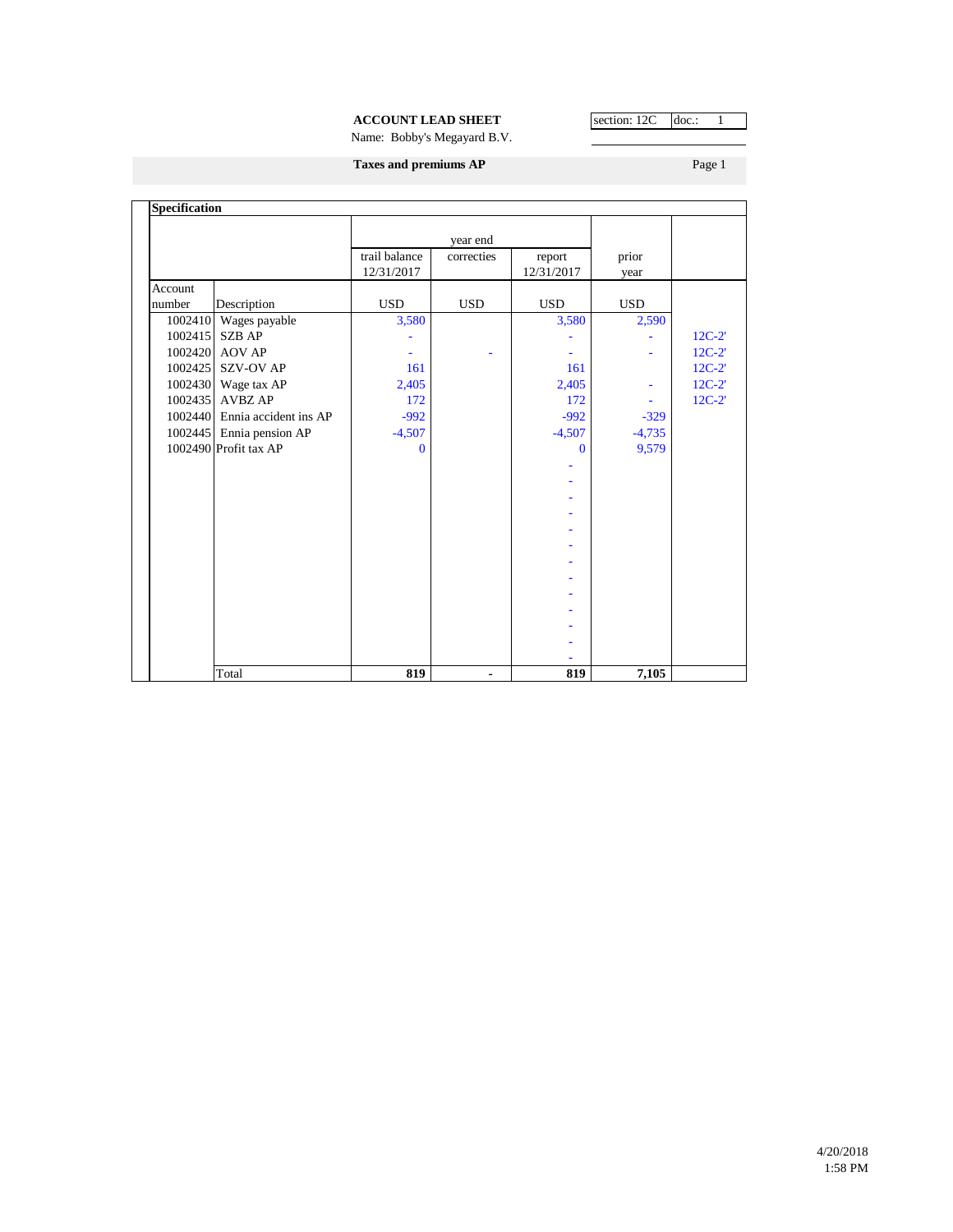**ACCOUNT LEAD SHEET**

Name: Bobby's Megayard B.V.

| section: 12C | doc.: 1 |
|---|---|

**Taxes and premiums AP** Page 1

**Specification**

| Account number | Description | trail balance 12/31/2017 USD | year end correcties USD | report 12/31/2017 USD | prior year USD | |
|---|---|---|---|---|---|---|
| 1002410 | Wages payable | 3,580 | | 3,580 | 2,590 | |
| 1002415 | SZB AP | - | | - | - | 12C-2' |
| 1002420 | AOV AP | - | - | - | - | 12C-2' |
| 1002425 | SZV-OV AP | 161 | | 161 | | 12C-2' |
| 1002430 | Wage tax AP | 2,405 | | 2,405 | - | 12C-2' |
| 1002435 | AVBZ AP | 172 | | 172 | - | 12C-2' |
| 1002440 | Ennia accident ins AP | -992 | | -992 | -329 | |
| 1002445 | Ennia pension AP | -4,507 | | -4,507 | -4,735 | |
| 1002490 | Profit tax AP | 0 | | 0 | 9,579 | |
| | | | | - | | |
| | | | | - | | |
| | | | | - | | |
| | | | | - | | |
| | | | | - | | |
| | | | | - | | |
| | | | | - | | |
| | | | | - | | |
| | | | | - | | |
| | | | | - | | |
| | | | | - | | |
| | | | | - | | |
| | | | | - | | |
| | Total | **819** | **-** | **819** | **7,105** | |

4/20/2018
1:58 PM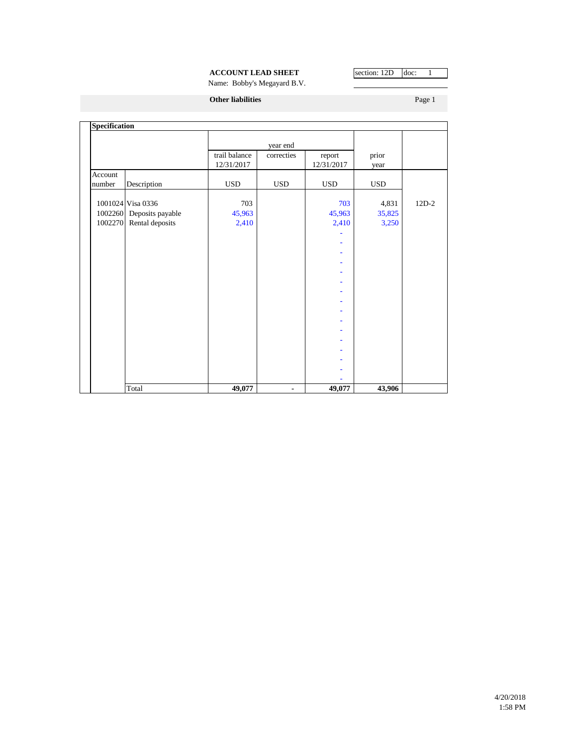**ACCOUNT LEAD SHEET**

Name: Bobby's Megayard B.V.

section: 12D | doc: 1

**Other liabilities**

Page 1

**Specification**

| Account number | Description | year end trail balance 12/31/2017 | correcties | report 12/31/2017 | prior year | |
|---|---|---|---|---|---|---|
| | | USD | USD | USD | USD | |
| 1001024 | Visa 0336 | 703 | | 703 | 4,831 | 12D-2 |
| 1002260 | Deposits payable | 45,963 | | 45,963 | 35,825 | |
| 1002270 | Rental deposits | 2,410 | | 2,410 | 3,250 | |
| | | | | - | | |
| | | | | - | | |
| | | | | - | | |
| | | | | - | | |
| | | | | - | | |
| | | | | - | | |
| | | | | - | | |
| | | | | - | | |
| | | | | - | | |
| | | | | - | | |
| | | | | - | | |
| | | | | - | | |
| | | | | - | | |
| | | | | - | | |
| | | | | - | | |
| | | | | - | | |
| | Total | **49,077** | **-** | **49,077** | **43,906** | |

4/20/2018
1:58 PM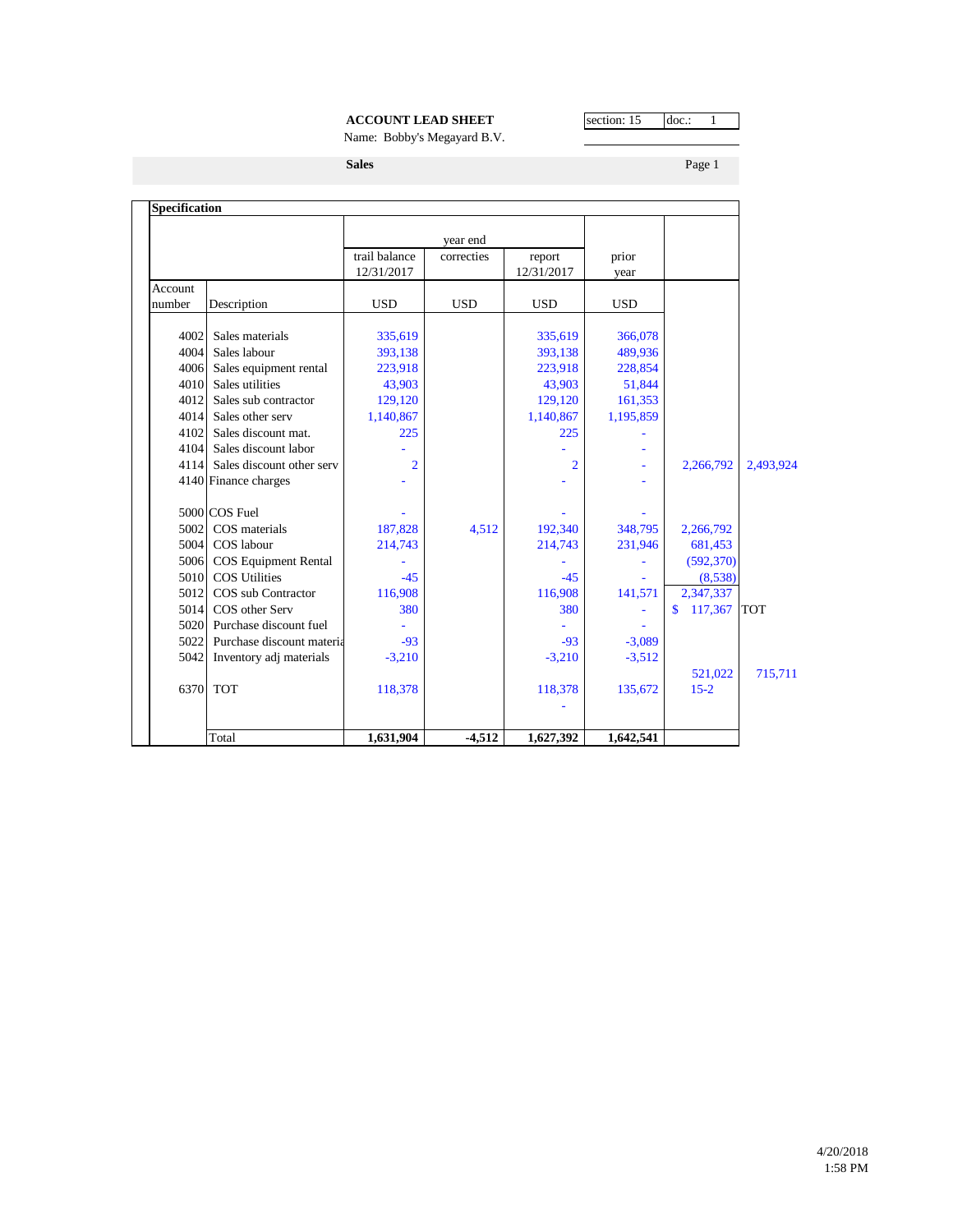**ACCOUNT LEAD SHEET**

Name: Bobby's Megayard B.V.

section: 15 | doc.: 1

**Sales**

Page 1

| **Specification** | | | | | | | |
|---|---|---|---|---|---|---|---|
| | | | year end | | | | |
| | | trail balance 12/31/2017 | correcties | report 12/31/2017 | prior year | | |
| Account number | Description | USD | USD | USD | USD | | |
| 4002 | Sales materials | 335,619 | | 335,619 | 366,078 | | |
| 4004 | Sales labour | 393,138 | | 393,138 | 489,936 | | |
| 4006 | Sales equipment rental | 223,918 | | 223,918 | 228,854 | | |
| 4010 | Sales utilities | 43,903 | | 43,903 | 51,844 | | |
| 4012 | Sales sub contractor | 129,120 | | 129,120 | 161,353 | | |
| 4014 | Sales other serv | 1,140,867 | | 1,140,867 | 1,195,859 | | |
| 4102 | Sales discount mat. | 225 | | 225 | - | | |
| 4104 | Sales discount labor | - | | - | - | | |
| 4114 | Sales discount other serv | 2 | | 2 | - | 2,266,792 | 2,493,924 |
| 4140 | Finance charges | - | | - | - | | |
| 5000 | COS Fuel | - | | - | - | | |
| 5002 | COS materials | 187,828 | 4,512 | 192,340 | 348,795 | 2,266,792 | |
| 5004 | COS labour | 214,743 | | 214,743 | 231,946 | 681,453 | |
| 5006 | COS Equipment Rental | - | | - | - | (592,370) | |
| 5010 | COS Utilities | -45 | | -45 | - | (8,538) | |
| 5012 | COS sub Contractor | 116,908 | | 116,908 | 141,571 | 2,347,337 | |
| 5014 | COS other Serv | 380 | | 380 | - | $ 117,367 | TOT |
| 5020 | Purchase discount fuel | - | | - | - | | |
| 5022 | Purchase discount materia | -93 | | -93 | -3,089 | | |
| 5042 | Inventory adj materials | -3,210 | | -3,210 | -3,512 | | |
| | | | | | | 521,022 | 715,711 |
| 6370 | TOT | 118,378 | | 118,378 | 135,672 | 15-2 | |
| | | | | - | | | |
| | Total | **1,631,904** | **-4,512** | **1,627,392** | **1,642,541** | | |

4/20/2018
1:58 PM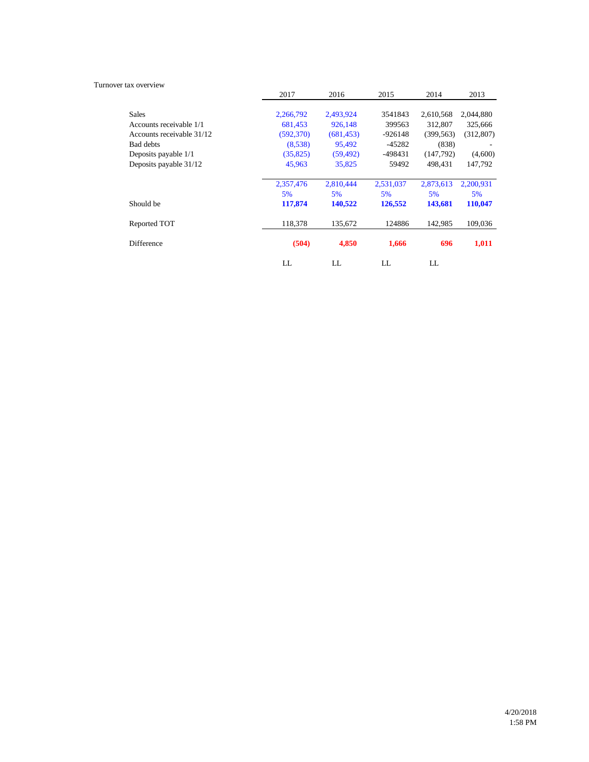Turnover tax overview

| | 2017 | 2016 | 2015 | 2014 | 2013 |
|---|---|---|---|---|---|
| Sales | 2,266,792 | 2,493,924 | 3541843 | 2,610,568 | 2,044,880 |
| Accounts receivable 1/1 | 681,453 | 926,148 | 399563 | 312,807 | 325,666 |
| Accounts receivable 31/12 | (592,370) | (681,453) | -926148 | (399,563) | (312,807) |
| Bad debts | (8,538) | 95,492 | -45282 | (838) | - |
| Deposits payable 1/1 | (35,825) | (59,492) | -498431 | (147,792) | (4,600) |
| Deposits payable 31/12 | 45,963 | 35,825 | 59492 | 498,431 | 147,792 |
| | 2,357,476 | 2,810,444 | 2,531,037 | 2,873,613 | 2,200,931 |
| | 5% | 5% | 5% | 5% | 5% |
| Should be | **117,874** | **140,522** | **126,552** | **143,681** | **110,047** |
| Reported TOT | 118,378 | 135,672 | 124886 | 142,985 | 109,036 |
| Difference | **(504)** | **4,850** | **1,666** | **696** | **1,011** |
| | LL | LL | LL | LL | |

4/20/2018
1:58 PM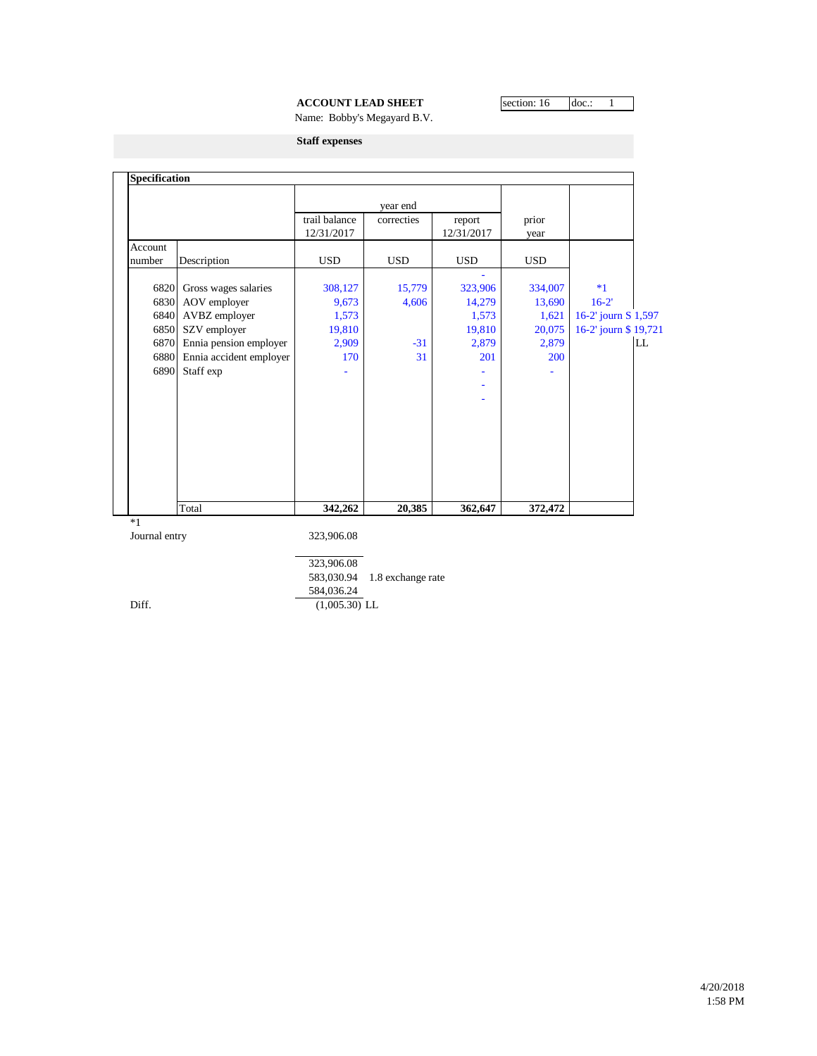**ACCOUNT LEAD SHEET**

Name: Bobby's Megayard B.V.

| section: 16 | doc.: 1 |
|---|---|

**Staff expenses**

**Specification**

| Account number | Description | year end trail balance 12/31/2017 USD | correcties USD | report 12/31/2017 USD | prior year USD | |
|---|---|---|---|---|---|---|
| | | | | - | | |
| 6820 | Gross wages salaries | 308,127 | 15,779 | 323,906 | 334,007 | *1 |
| 6830 | AOV employer | 9,673 | 4,606 | 14,279 | 13,690 | 16-2' |
| 6840 | AVBZ employer | 1,573 | | 1,573 | 1,621 | 16-2' journ S 1,597 |
| 6850 | SZV employer | 19,810 | | 19,810 | 20,075 | 16-2' journ $ 19,721 |
| 6870 | Ennia pension employer | 2,909 | -31 | 2,879 | 2,879 | LL |
| 6880 | Ennia accident employer | 170 | 31 | 201 | 200 | |
| 6890 | Staff exp | - | | - | - | |
| | | | | - | | |
| | | | | - | | |
| | Total | **342,262** | **20,385** | **362,647** | **372,472** | |

*1

| | | |
|---|---|---|
| Journal entry | 323,906.08 | |
| | 323,906.08 | |
| | 583,030.94 | 1.8 exchange rate |
| | 584,036.24 | |
| Diff. | (1,005.30) | LL |

4/20/2018
1:58 PM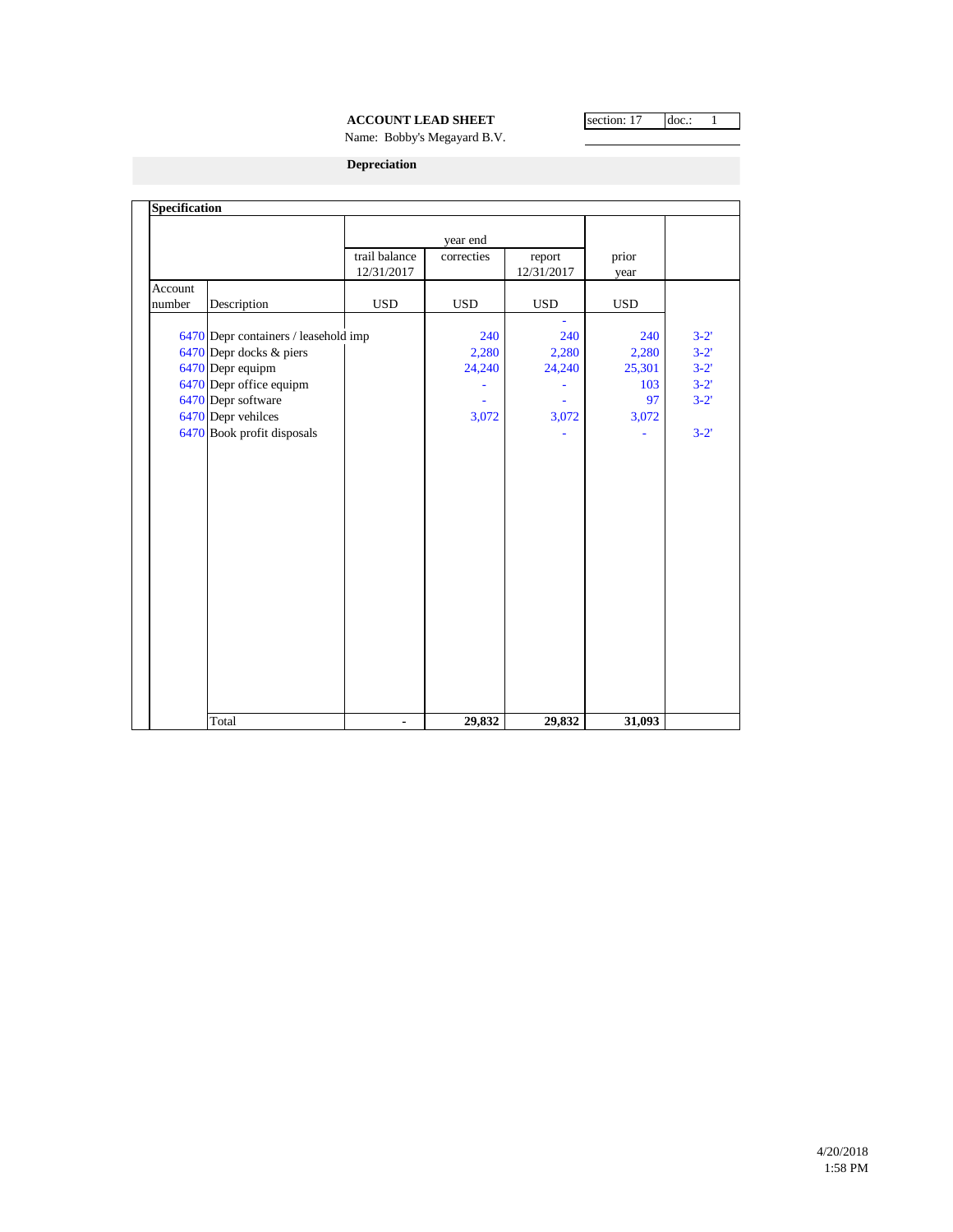**ACCOUNT LEAD SHEET**

Name: Bobby's Megayard B.V.

section: 17 | doc.: 1

**Depreciation**

| **Specification** | | | | | | |
|---|---|---|---|---|---|---|
| | | | year end | | | |
| | | trail balance 12/31/2017 | correcties | report 12/31/2017 | prior year | |
| Account number | Description | USD | USD | USD | USD | |
| | | | | - | | |
| 6470 | Depr containers / leasehold imp | | 240 | 240 | 240 | 3-2' |
| 6470 | Depr docks & piers | | 2,280 | 2,280 | 2,280 | 3-2' |
| 6470 | Depr equipm | | 24,240 | 24,240 | 25,301 | 3-2' |
| 6470 | Depr office equipm | | - | - | 103 | 3-2' |
| 6470 | Depr software | | - | - | 97 | 3-2' |
| 6470 | Depr vehilces | | 3,072 | 3,072 | 3,072 | |
| 6470 | Book profit disposals | | | - | - | 3-2' |
| | Total | - | **29,832** | **29,832** | **31,093** | |

4/20/2018
1:58 PM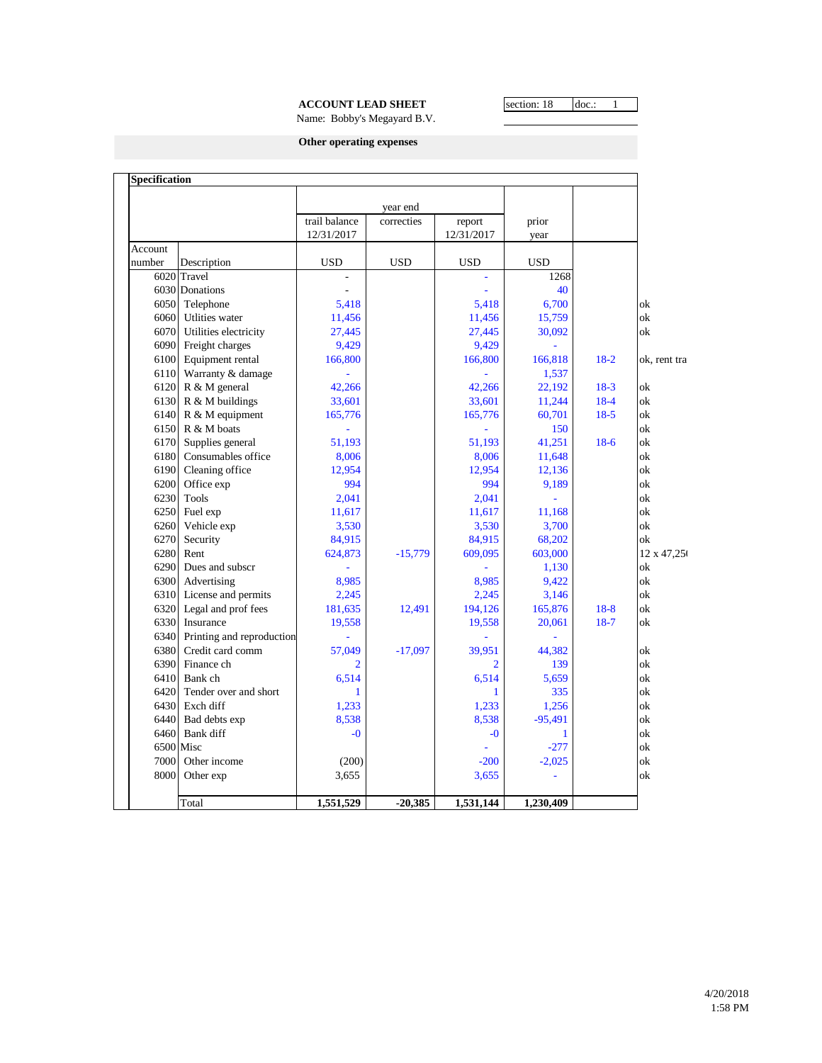**ACCOUNT LEAD SHEET**

Name: Bobby's Megayard B.V.

| section: 18 | doc.: 1 |
|---|---|

**Other operating expenses**

**Specification**

| Account number | Description | trail balance 12/31/2017 USD | year end correcties USD | report 12/31/2017 USD | prior year USD | | |
|---|---|---|---|---|---|---|---|
| 6020 | Travel | - | | - | 1268 | | |
| 6030 | Donations | - | | - | 40 | | |
| 6050 | Telephone | 5,418 | | 5,418 | 6,700 | | ok |
| 6060 | Utlities water | 11,456 | | 11,456 | 15,759 | | ok |
| 6070 | Utilities electricity | 27,445 | | 27,445 | 30,092 | | ok |
| 6090 | Freight charges | 9,429 | | 9,429 | - | | |
| 6100 | Equipment rental | 166,800 | | 166,800 | 166,818 | 18-2 | ok, rent tra |
| 6110 | Warranty & damage | - | | - | 1,537 | | |
| 6120 | R & M general | 42,266 | | 42,266 | 22,192 | 18-3 | ok |
| 6130 | R & M buildings | 33,601 | | 33,601 | 11,244 | 18-4 | ok |
| 6140 | R & M equipment | 165,776 | | 165,776 | 60,701 | 18-5 | ok |
| 6150 | R & M boats | - | | - | 150 | | ok |
| 6170 | Supplies general | 51,193 | | 51,193 | 41,251 | 18-6 | ok |
| 6180 | Consumables office | 8,006 | | 8,006 | 11,648 | | ok |
| 6190 | Cleaning office | 12,954 | | 12,954 | 12,136 | | ok |
| 6200 | Office exp | 994 | | 994 | 9,189 | | ok |
| 6230 | Tools | 2,041 | | 2,041 | - | | ok |
| 6250 | Fuel exp | 11,617 | | 11,617 | 11,168 | | ok |
| 6260 | Vehicle exp | 3,530 | | 3,530 | 3,700 | | ok |
| 6270 | Security | 84,915 | | 84,915 | 68,202 | | ok |
| 6280 | Rent | 624,873 | -15,779 | 609,095 | 603,000 | | 12 x 47,25( |
| 6290 | Dues and subscr | - | | - | 1,130 | | ok |
| 6300 | Advertising | 8,985 | | 8,985 | 9,422 | | ok |
| 6310 | License and permits | 2,245 | | 2,245 | 3,146 | | ok |
| 6320 | Legal and prof fees | 181,635 | 12,491 | 194,126 | 165,876 | 18-8 | ok |
| 6330 | Insurance | 19,558 | | 19,558 | 20,061 | 18-7 | ok |
| 6340 | Printing and reproduction | - | | - | - | | |
| 6380 | Credit card comm | 57,049 | -17,097 | 39,951 | 44,382 | | ok |
| 6390 | Finance ch | 2 | | 2 | 139 | | ok |
| 6410 | Bank ch | 6,514 | | 6,514 | 5,659 | | ok |
| 6420 | Tender over and short | 1 | | 1 | 335 | | ok |
| 6430 | Exch diff | 1,233 | | 1,233 | 1,256 | | ok |
| 6440 | Bad debts exp | 8,538 | | 8,538 | -95,491 | | ok |
| 6460 | Bank diff | -0 | | -0 | 1 | | ok |
| 6500 | Misc | | | - | -277 | | ok |
| 7000 | Other income | (200) | | -200 | -2,025 | | ok |
| 8000 | Other exp | 3,655 | | 3,655 | - | | ok |
| | **Total** | **1,551,529** | **-20,385** | **1,531,144** | **1,230,409** | | |

4/20/2018
1:58 PM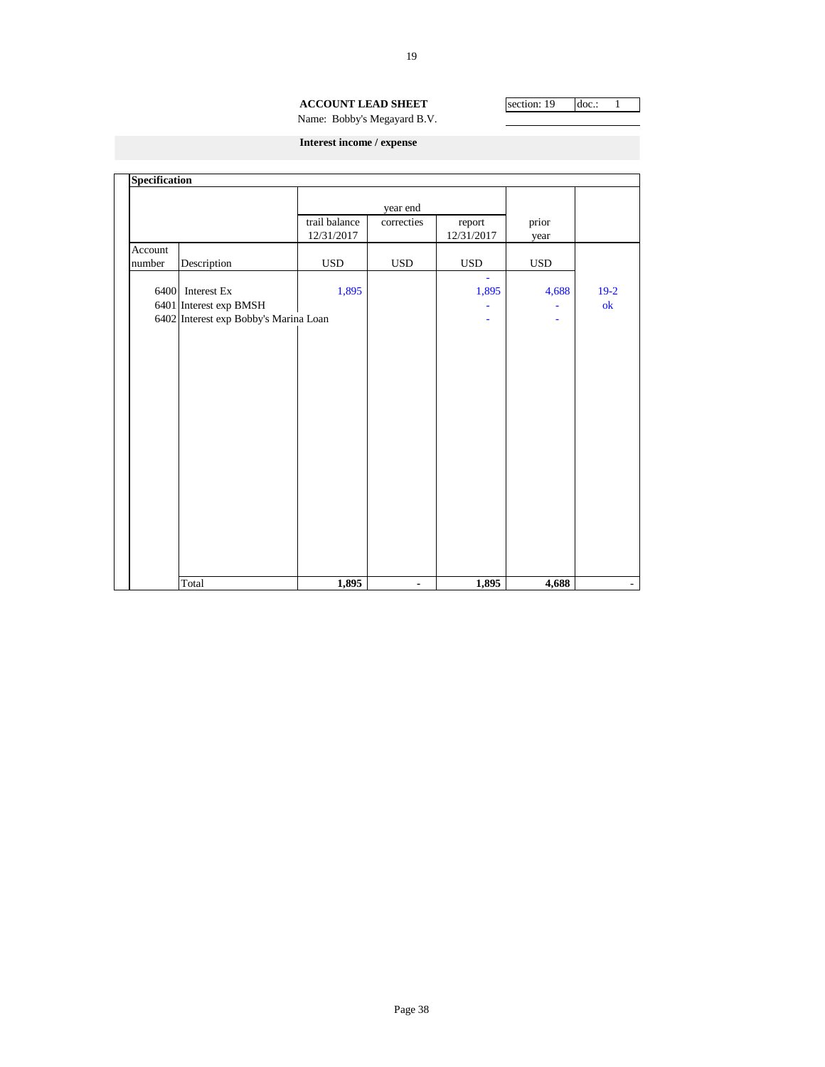**ACCOUNT LEAD SHEET**

Name: Bobby's Megayard B.V.

| section: 19 | doc.: 1 |
|---|---|

**Interest income / expense**

**Specification**

| | | year end | | | | |
|---|---|---|---|---|---|---|
| | | trail balance 12/31/2017 | correcties | report 12/31/2017 | prior year | |
| Account number | Description | USD | USD | USD | USD | |
| | | | | - | | |
| 6400 | Interest Ex | 1,895 | | 1,895 | 4,688 | 19-2 |
| 6401 | Interest exp BMSH | | | - | - | ok |
| 6402 | Interest exp Bobby's Marina Loan | | | - | - | |
| | Total | **1,895** | **-** | **1,895** | **4,688** | - |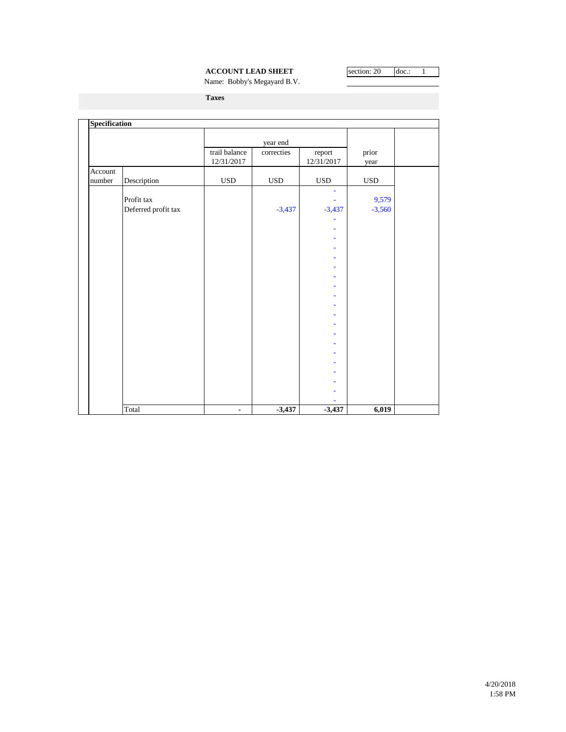**ACCOUNT LEAD SHEET**

Name: Bobby's Megayard B.V.

section: 20 | doc.: 1

**Taxes**

**Specification**

| Account number | Description | year end trail balance 12/31/2017 USD | year end correcties USD | year end report 12/31/2017 USD | prior year USD | |
|---|---|---|---|---|---|---|
| | | | | - | | |
| | Profit tax | | | - | 9,579 | |
| | Deferred profit tax | | -3,437 | -3,437 | -3,560 | |
| | | | | - | | |
| | | | | - | | |
| | | | | - | | |
| | | | | - | | |
| | | | | - | | |
| | | | | - | | |
| | | | | - | | |
| | | | | - | | |
| | | | | - | | |
| | | | | - | | |
| | | | | - | | |
| | | | | - | | |
| | | | | - | | |
| | | | | - | | |
| | | | | - | | |
| | | | | - | | |
| | | | | - | | |
| | | | | - | | |
| | | | | - | | |
| | | | | - | | |
| | Total | - | **-3,437** | **-3,437** | **6,019** | |

4/20/2018
1:58 PM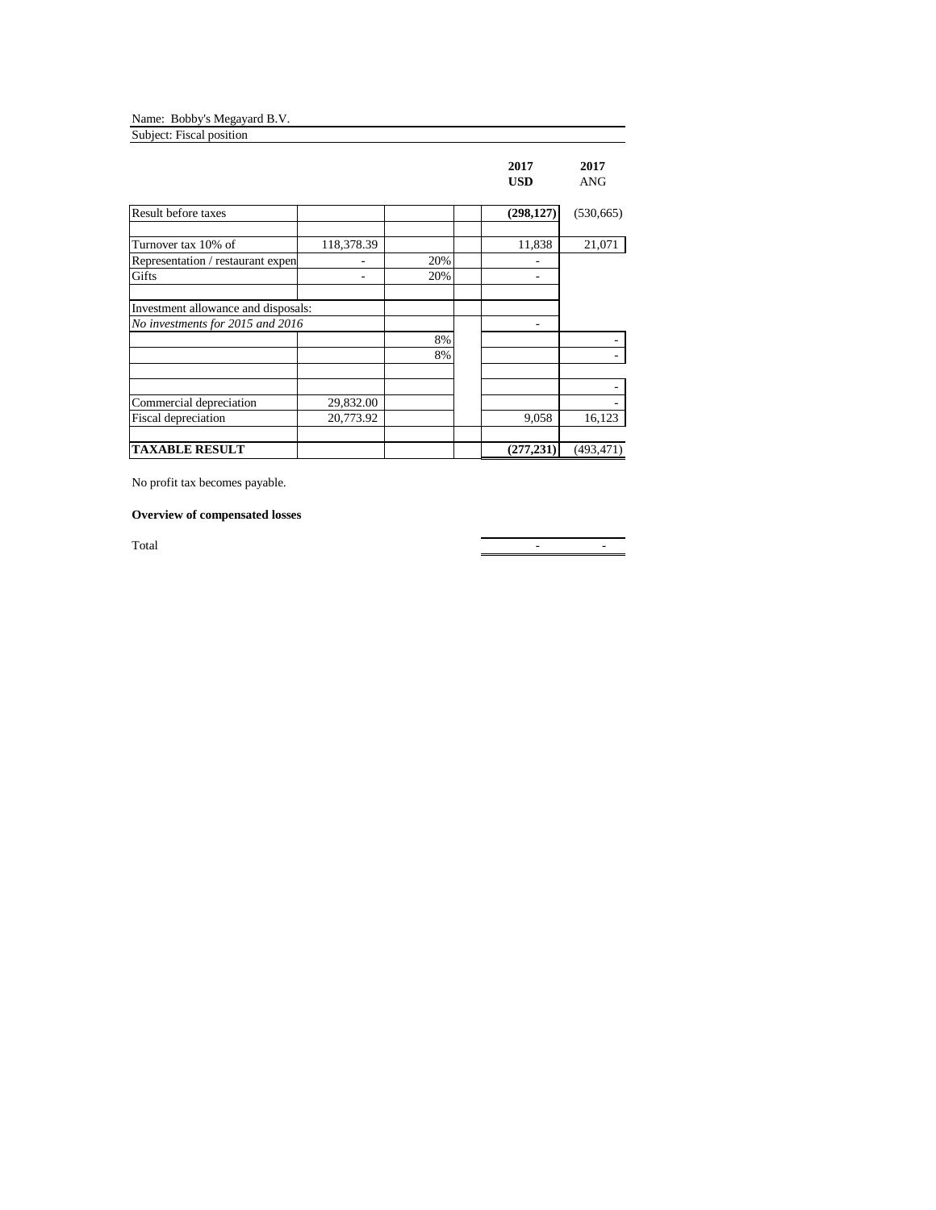Name: Bobby's Megayard B.V.

Subject: Fiscal position

| | | | | 2017 USD | 2017 ANG |
|---|---|---|---|---|---|
| Result before taxes | | | | **(298,127)** | (530,665) |
| | | | | | |
| Turnover tax 10% of | 118,378.39 | | | 11,838 | 21,071 |
| Representation / restaurant expen | - | 20% | | - | |
| Gifts | - | 20% | | - | |
| | | | | | |
| Investment allowance and disposals: | | | | | |
| *No investments for 2015 and 2016* | | | | - | |
| | | 8% | | | - |
| | | 8% | | | - |
| | | | | | |
| | | | | | - |
| Commercial depreciation | 29,832.00 | | | | - |
| Fiscal depreciation | 20,773.92 | | | 9,058 | 16,123 |
| | | | | | |
| **TAXABLE RESULT** | | | | **(277,231)** | (493,471) |

No profit tax becomes payable.

**Overview of compensated losses**

| | | |
|---|---|---|
| Total | - | - |